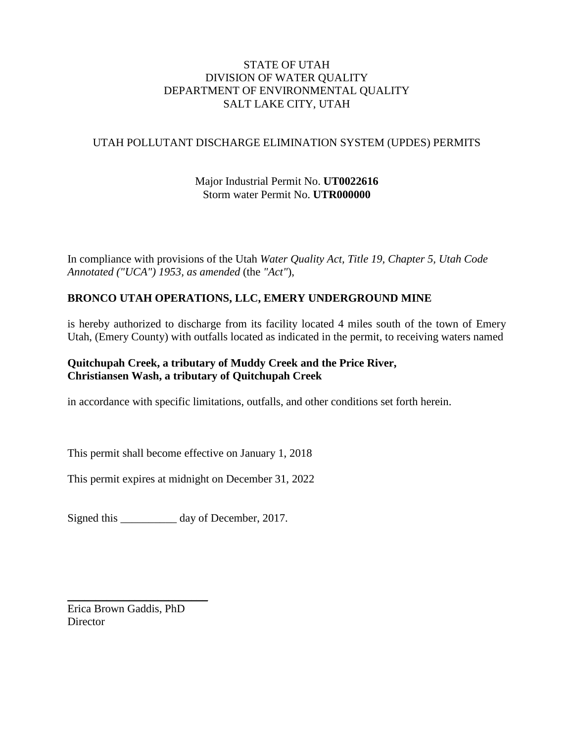STATE OF UTAH
DIVISION OF WATER QUALITY
DEPARTMENT OF ENVIRONMENTAL QUALITY
SALT LAKE CITY, UTAH

UTAH POLLUTANT DISCHARGE ELIMINATION SYSTEM (UPDES) PERMITS

Major Industrial Permit No. **UT0022616**
Storm water Permit No. **UTR000000**

In compliance with provisions of the Utah *Water Quality Act, Title 19, Chapter 5, Utah Code Annotated ("UCA") 1953, as amended* (the *"Act"*),

**BRONCO UTAH OPERATIONS, LLC, EMERY UNDERGROUND MINE**

is hereby authorized to discharge from its facility located 4 miles south of the town of Emery Utah, (Emery County) with outfalls located as indicated in the permit, to receiving waters named

**Quitchupah Creek, a tributary of Muddy Creek and the Price River,**
**Christiansen Wash, a tributary of Quitchupah Creek**

in accordance with specific limitations, outfalls, and other conditions set forth herein.

This permit shall become effective on January 1, 2018

This permit expires at midnight on December 31, 2022

Signed this __________ day of December, 2017.

______________________
Erica Brown Gaddis, PhD
Director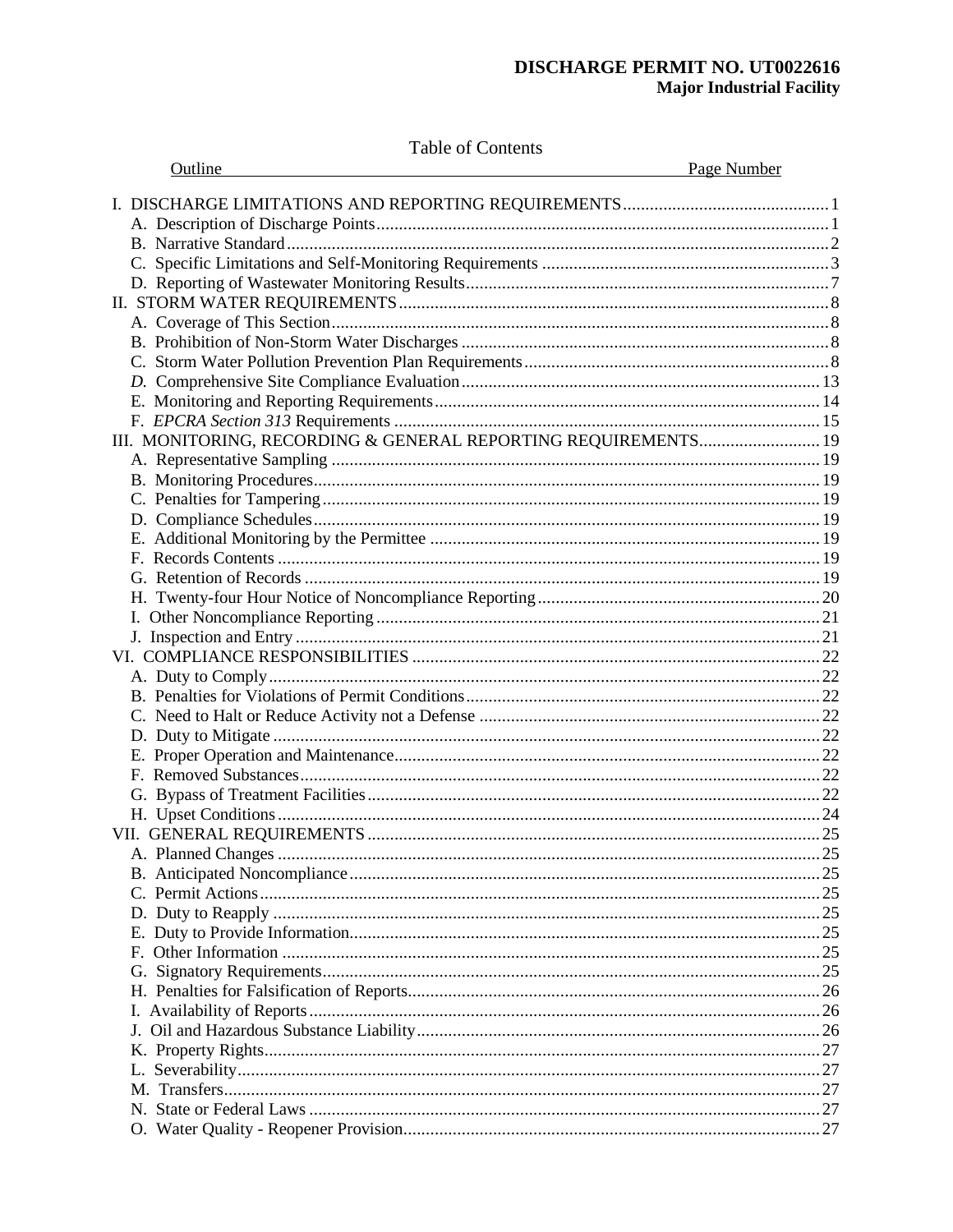**DISCHARGE PERMIT NO. UT0022616**
**Major Industrial Facility**

Table of Contents

| Outline | Page Number |
|---|---|
| I. DISCHARGE LIMITATIONS AND REPORTING REQUIREMENTS | 1 |
| A. Description of Discharge Points | 1 |
| B. Narrative Standard | 2 |
| C. Specific Limitations and Self-Monitoring Requirements | 3 |
| D. Reporting of Wastewater Monitoring Results | 7 |
| II. STORM WATER REQUIREMENTS | 8 |
| A. Coverage of This Section | 8 |
| B. Prohibition of Non-Storm Water Discharges | 8 |
| C. Storm Water Pollution Prevention Plan Requirements | 8 |
| *D.* Comprehensive Site Compliance Evaluation | 13 |
| E. Monitoring and Reporting Requirements | 14 |
| F. *EPCRA Section 313* Requirements | 15 |
| III. MONITORING, RECORDING & GENERAL REPORTING REQUIREMENTS | 19 |
| A. Representative Sampling | 19 |
| B. Monitoring Procedures | 19 |
| C. Penalties for Tampering | 19 |
| D. Compliance Schedules | 19 |
| E. Additional Monitoring by the Permittee | 19 |
| F. Records Contents | 19 |
| G. Retention of Records | 19 |
| H. Twenty-four Hour Notice of Noncompliance Reporting | 20 |
| I. Other Noncompliance Reporting | 21 |
| J. Inspection and Entry | 21 |
| VI. COMPLIANCE RESPONSIBILITIES | 22 |
| A. Duty to Comply | 22 |
| B. Penalties for Violations of Permit Conditions | 22 |
| C. Need to Halt or Reduce Activity not a Defense | 22 |
| D. Duty to Mitigate | 22 |
| E. Proper Operation and Maintenance | 22 |
| F. Removed Substances | 22 |
| G. Bypass of Treatment Facilities | 22 |
| H. Upset Conditions | 24 |
| VII. GENERAL REQUIREMENTS | 25 |
| A. Planned Changes | 25 |
| B. Anticipated Noncompliance | 25 |
| C. Permit Actions | 25 |
| D. Duty to Reapply | 25 |
| E. Duty to Provide Information | 25 |
| F. Other Information | 25 |
| G. Signatory Requirements | 25 |
| H. Penalties for Falsification of Reports | 26 |
| I. Availability of Reports | 26 |
| J. Oil and Hazardous Substance Liability | 26 |
| K. Property Rights | 27 |
| L. Severability | 27 |
| M. Transfers | 27 |
| N. State or Federal Laws | 27 |
| O. Water Quality - Reopener Provision | 27 |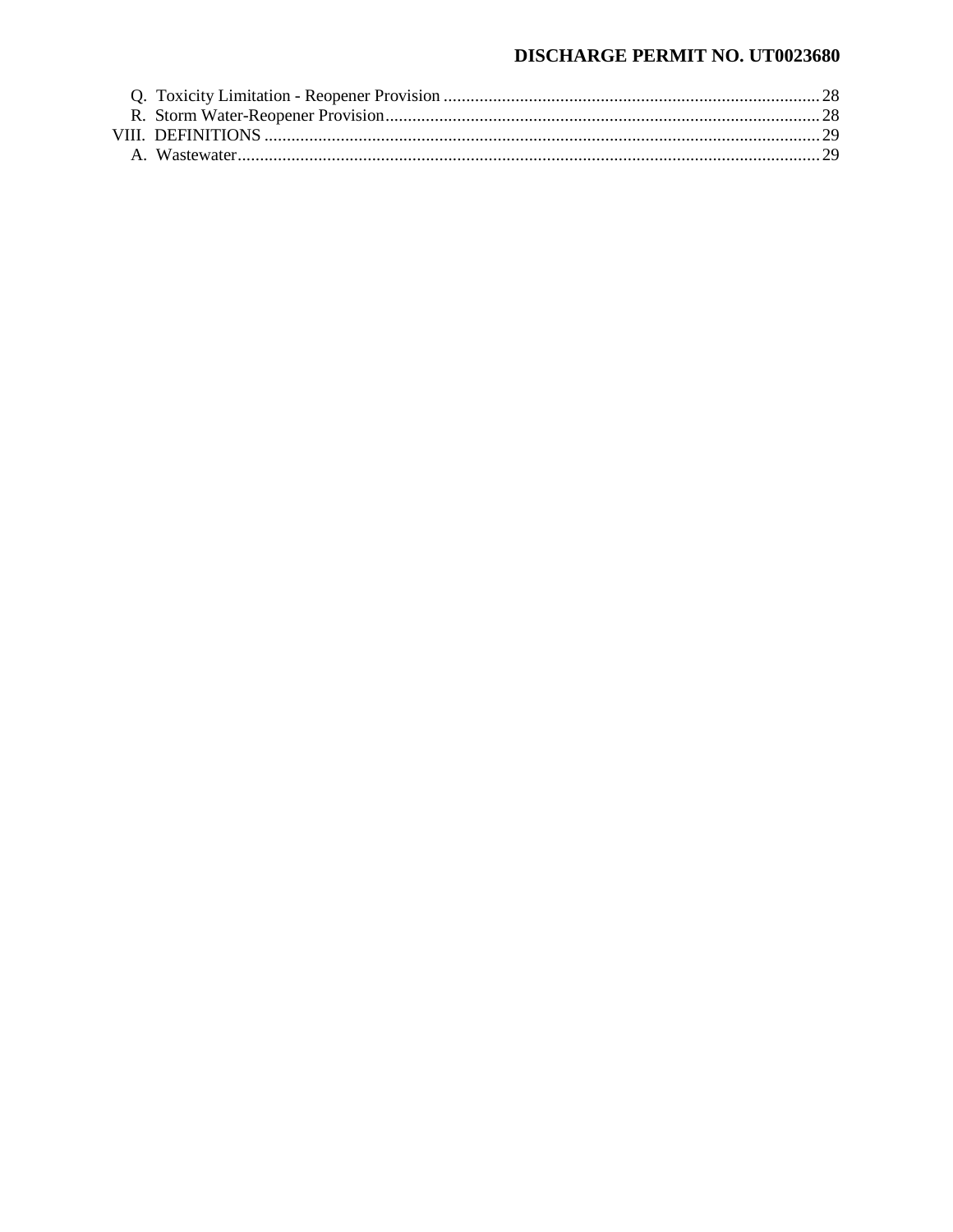Q. Toxicity Limitation - Reopener Provision ..................................................................................... 28
R. Storm Water-Reopener Provision ..................................................................................................... 28
VIII. DEFINITIONS ........................................................................................................................... 29
A. Wastewater ...................................................................................................................................... 29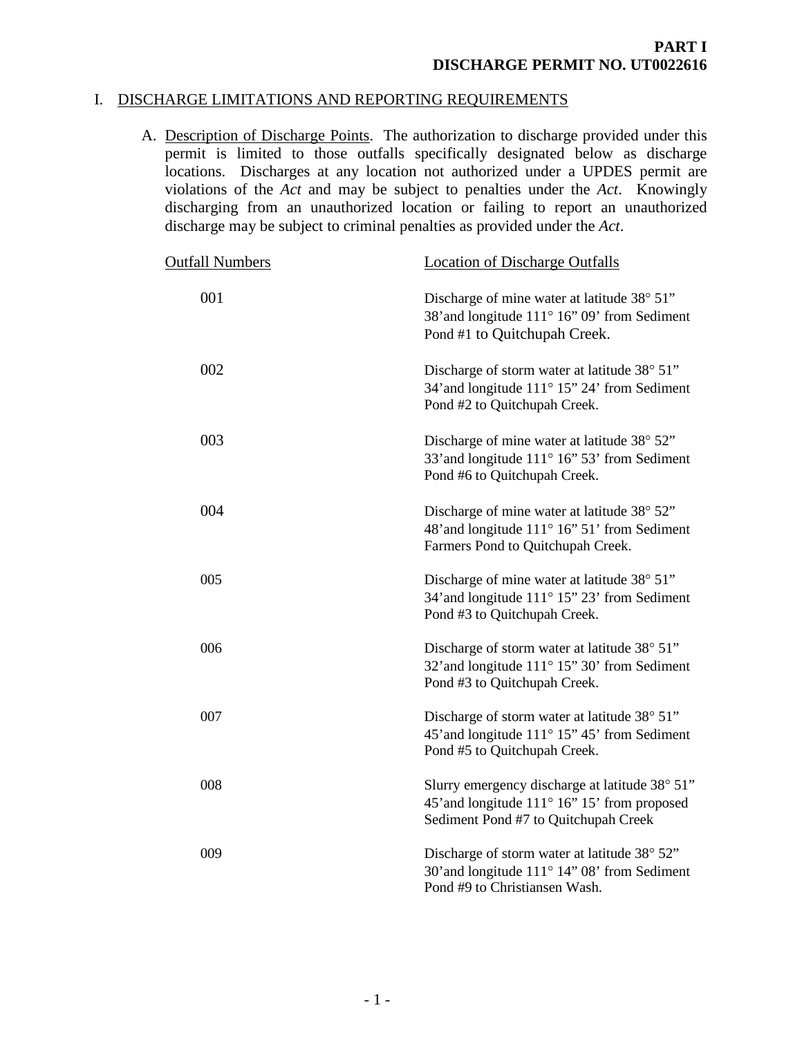**PART I**
**DISCHARGE PERMIT NO. UT0022616**

# I. DISCHARGE LIMITATIONS AND REPORTING REQUIREMENTS

A. Description of Discharge Points. The authorization to discharge provided under this permit is limited to those outfalls specifically designated below as discharge locations. Discharges at any location not authorized under a UPDES permit are violations of the *Act* and may be subject to penalties under the *Act*. Knowingly discharging from an unauthorized location or failing to report an unauthorized discharge may be subject to criminal penalties as provided under the *Act*.

| Outfall Numbers | Location of Discharge Outfalls |
|---|---|
| 001 | Discharge of mine water at latitude 38° 51" 38' and longitude 111° 16" 09' from Sediment Pond #1 to Quitchupah Creek. |
| 002 | Discharge of storm water at latitude 38° 51" 34' and longitude 111° 15" 24' from Sediment Pond #2 to Quitchupah Creek. |
| 003 | Discharge of mine water at latitude 38° 52" 33' and longitude 111° 16" 53' from Sediment Pond #6 to Quitchupah Creek. |
| 004 | Discharge of mine water at latitude 38° 52" 48' and longitude 111° 16" 51' from Sediment Farmers Pond to Quitchupah Creek. |
| 005 | Discharge of mine water at latitude 38° 51" 34' and longitude 111° 15" 23' from Sediment Pond #3 to Quitchupah Creek. |
| 006 | Discharge of storm water at latitude 38° 51" 32' and longitude 111° 15" 30' from Sediment Pond #3 to Quitchupah Creek. |
| 007 | Discharge of storm water at latitude 38° 51" 45' and longitude 111° 15" 45' from Sediment Pond #5 to Quitchupah Creek. |
| 008 | Slurry emergency discharge at latitude 38° 51" 45' and longitude 111° 16" 15' from proposed Sediment Pond #7 to Quitchupah Creek |
| 009 | Discharge of storm water at latitude 38° 52" 30' and longitude 111° 14" 08' from Sediment Pond #9 to Christiansen Wash. |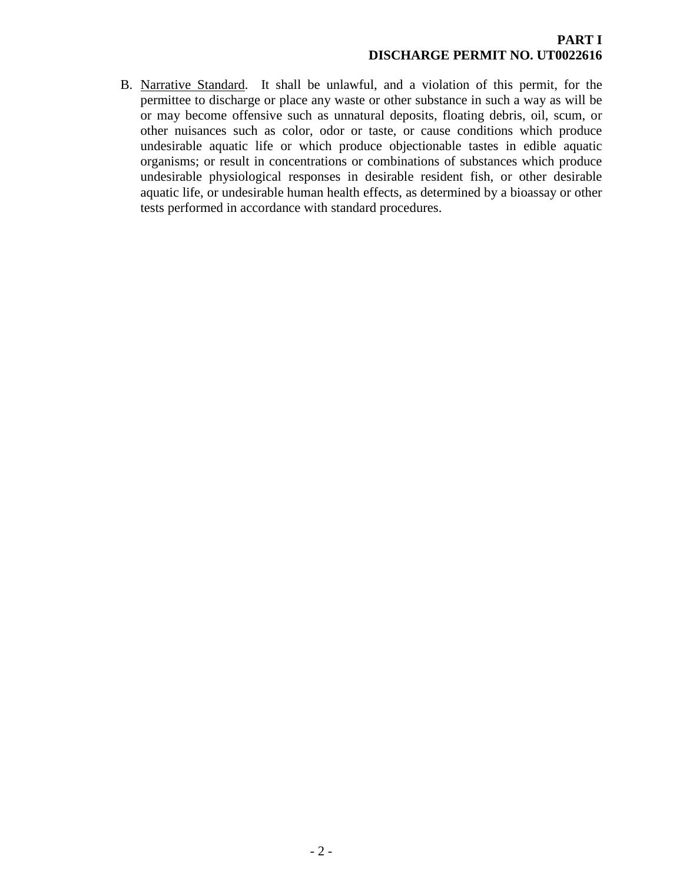B. Narrative Standard. It shall be unlawful, and a violation of this permit, for the permittee to discharge or place any waste or other substance in such a way as will be or may become offensive such as unnatural deposits, floating debris, oil, scum, or other nuisances such as color, odor or taste, or cause conditions which produce undesirable aquatic life or which produce objectionable tastes in edible aquatic organisms; or result in concentrations or combinations of substances which produce undesirable physiological responses in desirable resident fish, or other desirable aquatic life, or undesirable human health effects, as determined by a bioassay or other tests performed in accordance with standard procedures.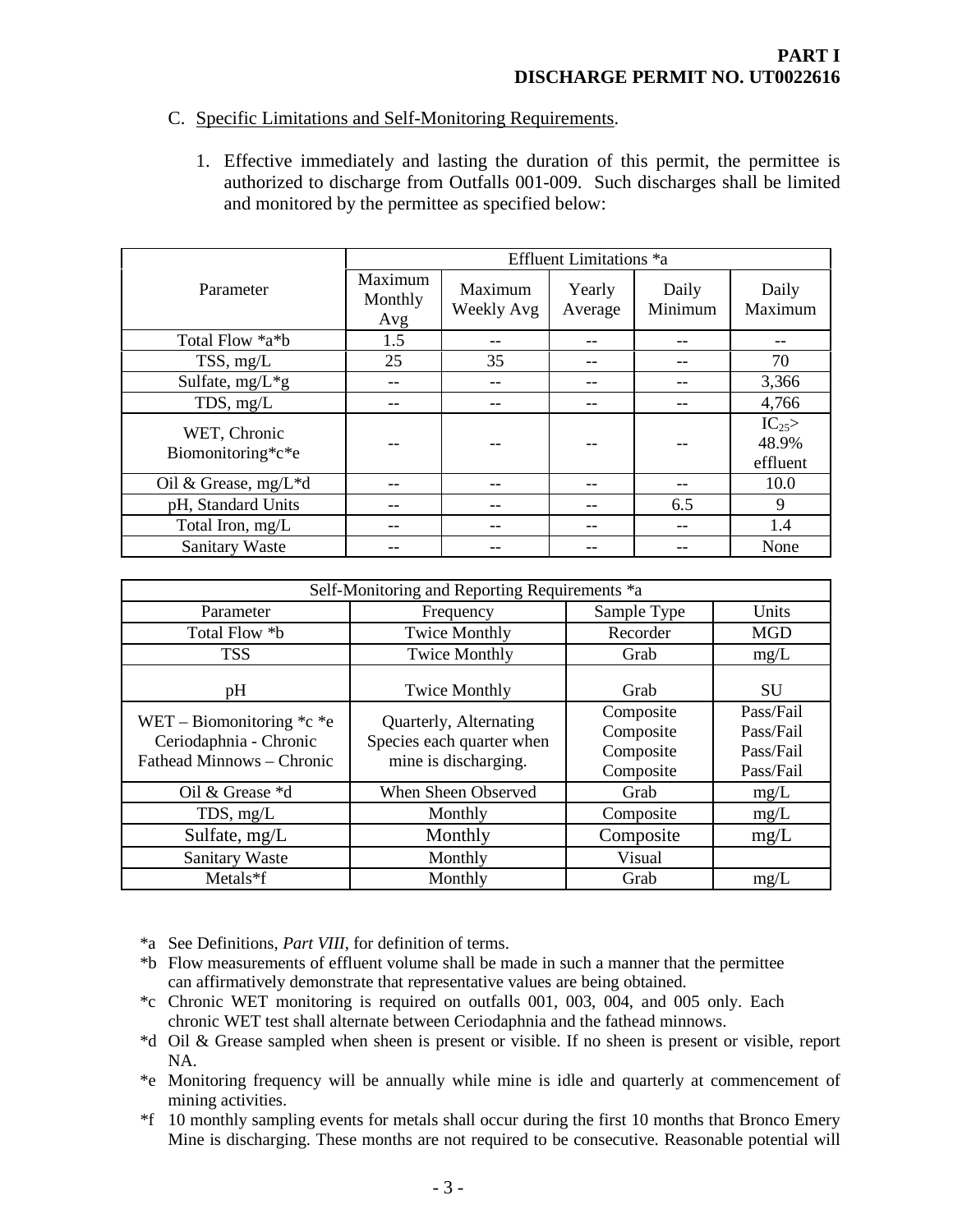**PART I**
**DISCHARGE PERMIT NO. UT0022616**

C. Specific Limitations and Self-Monitoring Requirements.

1. Effective immediately and lasting the duration of this permit, the permittee is authorized to discharge from Outfalls 001-009. Such discharges shall be limited and monitored by the permittee as specified below:

| Parameter | Effluent Limitations *a | | | | |
|---|---|---|---|---|---|
| | Maximum Monthly Avg | Maximum Weekly Avg | Yearly Average | Daily Minimum | Daily Maximum |
| Total Flow *a*b | 1.5 | -- | -- | -- | -- |
| TSS, mg/L | 25 | 35 | -- | -- | 70 |
| Sulfate, mg/L*g | -- | -- | -- | -- | 3,366 |
| TDS, mg/L | -- | -- | -- | -- | 4,766 |
| WET, Chronic Biomonitoring*c*e | -- | -- | -- | -- | $IC_{25}$> 48.9% effluent |
| Oil & Grease, mg/L*d | -- | -- | -- | -- | 10.0 |
| pH, Standard Units | -- | -- | -- | 6.5 | 9 |
| Total Iron, mg/L | -- | -- | -- | -- | 1.4 |
| Sanitary Waste | -- | -- | -- | -- | None |

| Self-Monitoring and Reporting Requirements *a | | | |
|---|---|---|---|
| Parameter | Frequency | Sample Type | Units |
| Total Flow *b | Twice Monthly | Recorder | MGD |
| TSS | Twice Monthly | Grab | mg/L |
| pH | Twice Monthly | Grab | SU |
| WET – Biomonitoring *c *e<br>Ceriodaphnia - Chronic<br>Fathead Minnows – Chronic | Quarterly, Alternating Species each quarter when mine is discharging. | Composite<br>Composite<br>Composite<br>Composite | Pass/Fail<br>Pass/Fail<br>Pass/Fail<br>Pass/Fail |
| Oil & Grease *d | When Sheen Observed | Grab | mg/L |
| TDS, mg/L | Monthly | Composite | mg/L |
| Sulfate, mg/L | Monthly | Composite | mg/L |
| Sanitary Waste | Monthly | Visual | |
| Metals*f | Monthly | Grab | mg/L |

*a See Definitions, *Part VIII*, for definition of terms.

*b Flow measurements of effluent volume shall be made in such a manner that the permittee can affirmatively demonstrate that representative values are being obtained.

*c Chronic WET monitoring is required on outfalls 001, 003, 004, and 005 only. Each chronic WET test shall alternate between Ceriodaphnia and the fathead minnows.

*d Oil & Grease sampled when sheen is present or visible. If no sheen is present or visible, report NA.

*e Monitoring frequency will be annually while mine is idle and quarterly at commencement of mining activities.

*f 10 monthly sampling events for metals shall occur during the first 10 months that Bronco Emery Mine is discharging. These months are not required to be consecutive. Reasonable potential will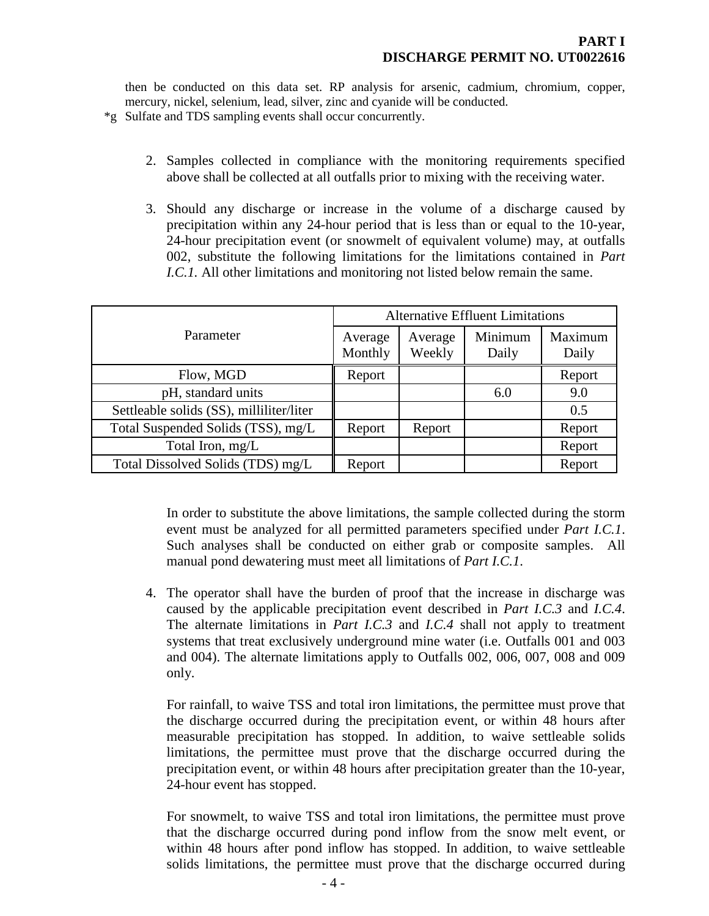then be conducted on this data set. RP analysis for arsenic, cadmium, chromium, copper, mercury, nickel, selenium, lead, silver, zinc and cyanide will be conducted.

*g Sulfate and TDS sampling events shall occur concurrently.

2. Samples collected in compliance with the monitoring requirements specified above shall be collected at all outfalls prior to mixing with the receiving water.

3. Should any discharge or increase in the volume of a discharge caused by precipitation within any 24-hour period that is less than or equal to the 10-year, 24-hour precipitation event (or snowmelt of equivalent volume) may, at outfalls 002, substitute the following limitations for the limitations contained in *Part I.C.1.* All other limitations and monitoring not listed below remain the same.

| Parameter | Alternative Effluent Limitations | | | |
|---|---|---|---|---|
| | Average Monthly | Average Weekly | Minimum Daily | Maximum Daily |
| Flow, MGD | Report | | | Report |
| pH, standard units | | | 6.0 | 9.0 |
| Settleable solids (SS), milliliter/liter | | | | 0.5 |
| Total Suspended Solids (TSS), mg/L | Report | Report | | Report |
| Total Iron, mg/L | | | | Report |
| Total Dissolved Solids (TDS) mg/L | Report | | | Report |

In order to substitute the above limitations, the sample collected during the storm event must be analyzed for all permitted parameters specified under *Part I.C.1*. Such analyses shall be conducted on either grab or composite samples. All manual pond dewatering must meet all limitations of *Part I.C.1*.

4. The operator shall have the burden of proof that the increase in discharge was caused by the applicable precipitation event described in *Part I.C.3* and *I.C.4*. The alternate limitations in *Part I.C.3* and *I.C.4* shall not apply to treatment systems that treat exclusively underground mine water (i.e. Outfalls 001 and 003 and 004). The alternate limitations apply to Outfalls 002, 006, 007, 008 and 009 only.

   For rainfall, to waive TSS and total iron limitations, the permittee must prove that the discharge occurred during the precipitation event, or within 48 hours after measurable precipitation has stopped. In addition, to waive settleable solids limitations, the permittee must prove that the discharge occurred during the precipitation event, or within 48 hours after precipitation greater than the 10-year, 24-hour event has stopped.

   For snowmelt, to waive TSS and total iron limitations, the permittee must prove that the discharge occurred during pond inflow from the snow melt event, or within 48 hours after pond inflow has stopped. In addition, to waive settleable solids limitations, the permittee must prove that the discharge occurred during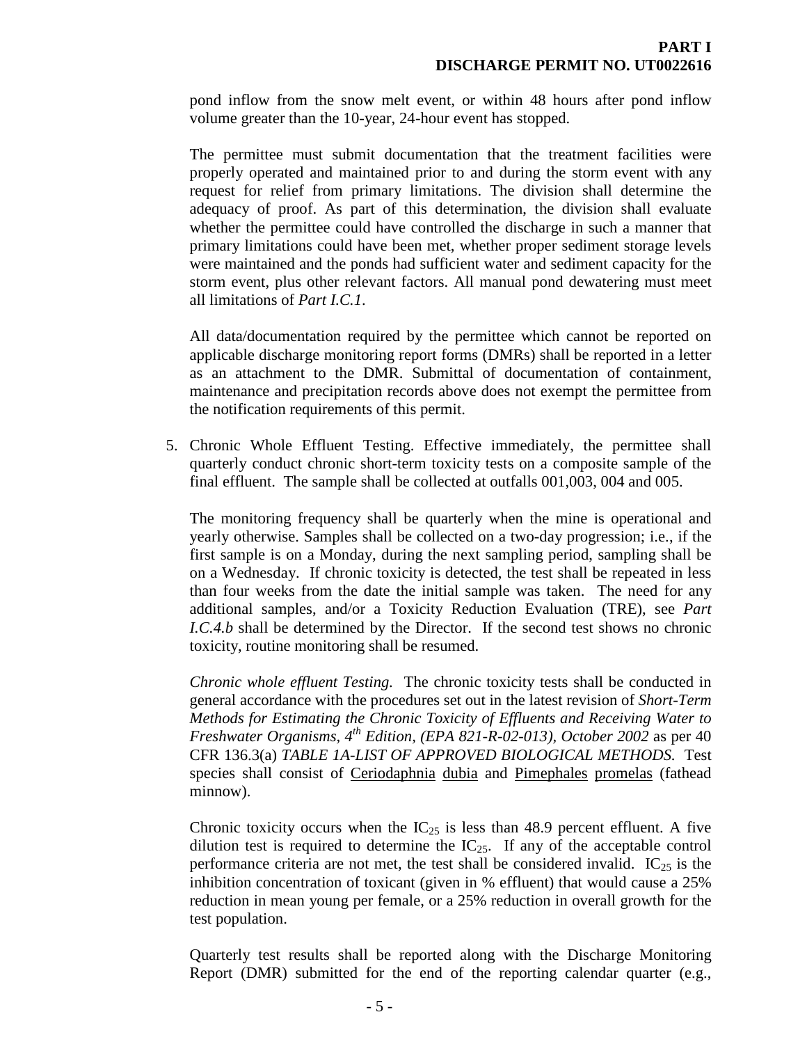pond inflow from the snow melt event, or within 48 hours after pond inflow volume greater than the 10-year, 24-hour event has stopped.

The permittee must submit documentation that the treatment facilities were properly operated and maintained prior to and during the storm event with any request for relief from primary limitations. The division shall determine the adequacy of proof. As part of this determination, the division shall evaluate whether the permittee could have controlled the discharge in such a manner that primary limitations could have been met, whether proper sediment storage levels were maintained and the ponds had sufficient water and sediment capacity for the storm event, plus other relevant factors. All manual pond dewatering must meet all limitations of *Part I.C.1*.

All data/documentation required by the permittee which cannot be reported on applicable discharge monitoring report forms (DMRs) shall be reported in a letter as an attachment to the DMR. Submittal of documentation of containment, maintenance and precipitation records above does not exempt the permittee from the notification requirements of this permit.

5. Chronic Whole Effluent Testing. Effective immediately, the permittee shall quarterly conduct chronic short-term toxicity tests on a composite sample of the final effluent. The sample shall be collected at outfalls 001,003, 004 and 005.

   The monitoring frequency shall be quarterly when the mine is operational and yearly otherwise. Samples shall be collected on a two-day progression; i.e., if the first sample is on a Monday, during the next sampling period, sampling shall be on a Wednesday. If chronic toxicity is detected, the test shall be repeated in less than four weeks from the date the initial sample was taken. The need for any additional samples, and/or a Toxicity Reduction Evaluation (TRE), see *Part I.C.4.b* shall be determined by the Director. If the second test shows no chronic toxicity, routine monitoring shall be resumed.

   *Chronic whole effluent Testing.* The chronic toxicity tests shall be conducted in general accordance with the procedures set out in the latest revision of *Short-Term Methods for Estimating the Chronic Toxicity of Effluents and Receiving Water to Freshwater Organisms, 4th Edition, (EPA 821-R-02-013), October 2002* as per 40 CFR 136.3(a) *TABLE 1A-LIST OF APPROVED BIOLOGICAL METHODS.* Test species shall consist of Ceriodaphnia dubia and Pimephales promelas (fathead minnow).

   Chronic toxicity occurs when the $IC_{25}$ is less than 48.9 percent effluent. A five dilution test is required to determine the $IC_{25}$. If any of the acceptable control performance criteria are not met, the test shall be considered invalid. $IC_{25}$ is the inhibition concentration of toxicant (given in % effluent) that would cause a 25% reduction in mean young per female, or a 25% reduction in overall growth for the test population.

   Quarterly test results shall be reported along with the Discharge Monitoring Report (DMR) submitted for the end of the reporting calendar quarter (e.g.,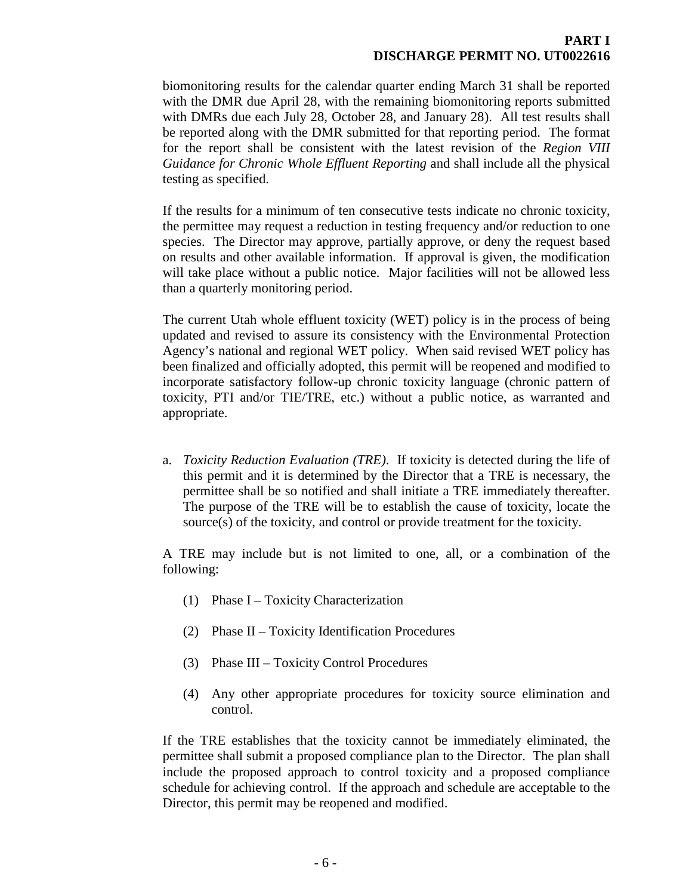biomonitoring results for the calendar quarter ending March 31 shall be reported with the DMR due April 28, with the remaining biomonitoring reports submitted with DMRs due each July 28, October 28, and January 28). All test results shall be reported along with the DMR submitted for that reporting period. The format for the report shall be consistent with the latest revision of the *Region VIII Guidance for Chronic Whole Effluent Reporting* and shall include all the physical testing as specified.

If the results for a minimum of ten consecutive tests indicate no chronic toxicity, the permittee may request a reduction in testing frequency and/or reduction to one species. The Director may approve, partially approve, or deny the request based on results and other available information. If approval is given, the modification will take place without a public notice. Major facilities will not be allowed less than a quarterly monitoring period.

The current Utah whole effluent toxicity (WET) policy is in the process of being updated and revised to assure its consistency with the Environmental Protection Agency's national and regional WET policy. When said revised WET policy has been finalized and officially adopted, this permit will be reopened and modified to incorporate satisfactory follow-up chronic toxicity language (chronic pattern of toxicity, PTI and/or TIE/TRE, etc.) without a public notice, as warranted and appropriate.

a. *Toxicity Reduction Evaluation (TRE)*. If toxicity is detected during the life of this permit and it is determined by the Director that a TRE is necessary, the permittee shall be so notified and shall initiate a TRE immediately thereafter. The purpose of the TRE will be to establish the cause of toxicity, locate the source(s) of the toxicity, and control or provide treatment for the toxicity.

A TRE may include but is not limited to one, all, or a combination of the following:

(1) Phase I – Toxicity Characterization

(2) Phase II – Toxicity Identification Procedures

(3) Phase III – Toxicity Control Procedures

(4) Any other appropriate procedures for toxicity source elimination and control.

If the TRE establishes that the toxicity cannot be immediately eliminated, the permittee shall submit a proposed compliance plan to the Director. The plan shall include the proposed approach to control toxicity and a proposed compliance schedule for achieving control. If the approach and schedule are acceptable to the Director, this permit may be reopened and modified.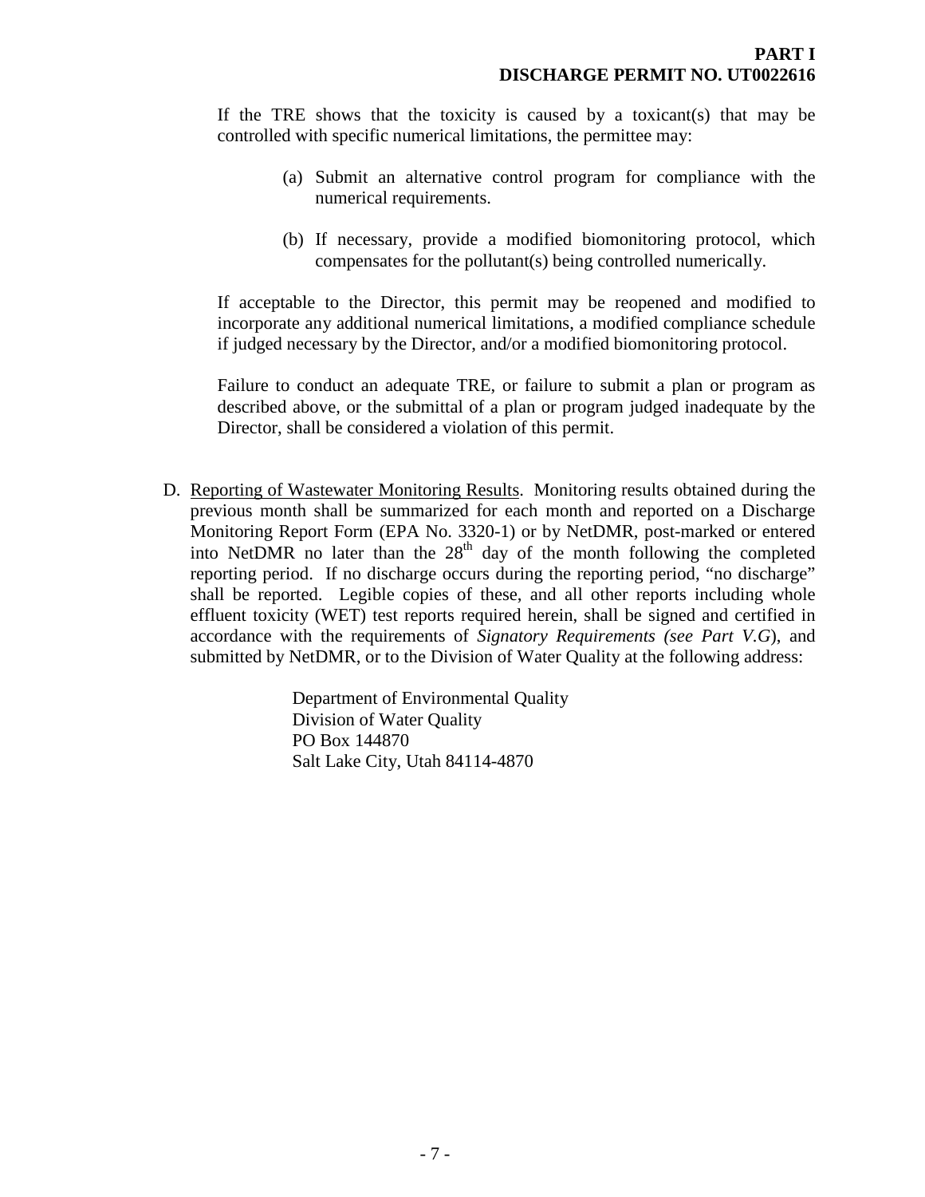If the TRE shows that the toxicity is caused by a toxicant(s) that may be controlled with specific numerical limitations, the permittee may:

(a) Submit an alternative control program for compliance with the numerical requirements.

(b) If necessary, provide a modified biomonitoring protocol, which compensates for the pollutant(s) being controlled numerically.

If acceptable to the Director, this permit may be reopened and modified to incorporate any additional numerical limitations, a modified compliance schedule if judged necessary by the Director, and/or a modified biomonitoring protocol.

Failure to conduct an adequate TRE, or failure to submit a plan or program as described above, or the submittal of a plan or program judged inadequate by the Director, shall be considered a violation of this permit.

D. Reporting of Wastewater Monitoring Results. Monitoring results obtained during the previous month shall be summarized for each month and reported on a Discharge Monitoring Report Form (EPA No. 3320-1) or by NetDMR, post-marked or entered into NetDMR no later than the 28th day of the month following the completed reporting period. If no discharge occurs during the reporting period, "no discharge" shall be reported. Legible copies of these, and all other reports including whole effluent toxicity (WET) test reports required herein, shall be signed and certified in accordance with the requirements of *Signatory Requirements (see Part V.G*), and submitted by NetDMR, or to the Division of Water Quality at the following address:

Department of Environmental Quality
Division of Water Quality
PO Box 144870
Salt Lake City, Utah 84114-4870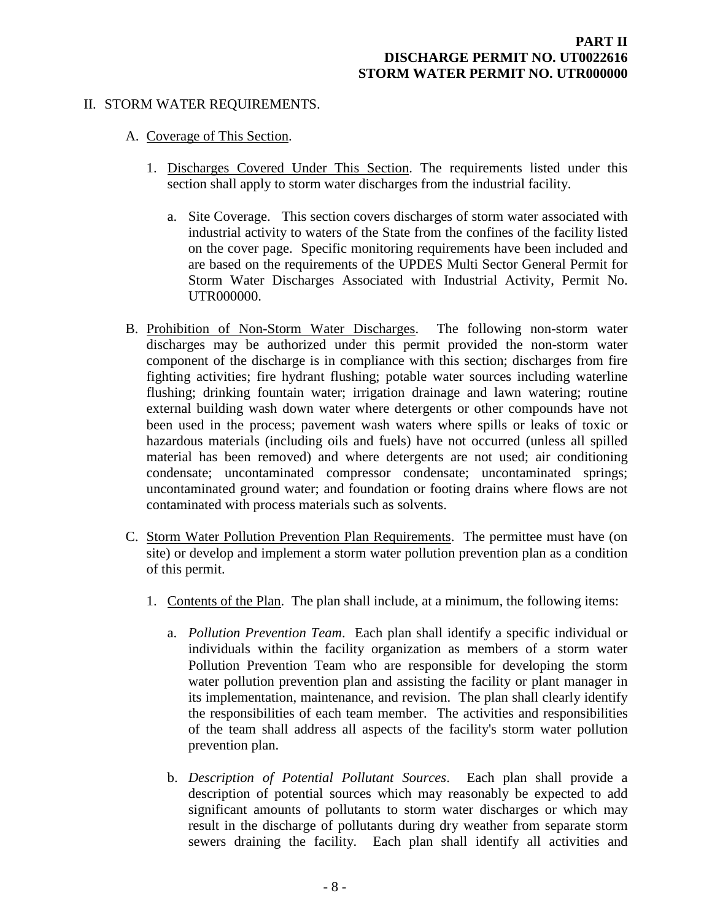**PART II**
**DISCHARGE PERMIT NO. UT0022616**
**STORM WATER PERMIT NO. UTR000000**

II. STORM WATER REQUIREMENTS.

A. Coverage of This Section.

1. Discharges Covered Under This Section. The requirements listed under this section shall apply to storm water discharges from the industrial facility.

   a. Site Coverage. This section covers discharges of storm water associated with industrial activity to waters of the State from the confines of the facility listed on the cover page. Specific monitoring requirements have been included and are based on the requirements of the UPDES Multi Sector General Permit for Storm Water Discharges Associated with Industrial Activity, Permit No. UTR000000.

B. Prohibition of Non-Storm Water Discharges. The following non-storm water discharges may be authorized under this permit provided the non-storm water component of the discharge is in compliance with this section; discharges from fire fighting activities; fire hydrant flushing; potable water sources including waterline flushing; drinking fountain water; irrigation drainage and lawn watering; routine external building wash down water where detergents or other compounds have not been used in the process; pavement wash waters where spills or leaks of toxic or hazardous materials (including oils and fuels) have not occurred (unless all spilled material has been removed) and where detergents are not used; air conditioning condensate; uncontaminated compressor condensate; uncontaminated springs; uncontaminated ground water; and foundation or footing drains where flows are not contaminated with process materials such as solvents.

C. Storm Water Pollution Prevention Plan Requirements. The permittee must have (on site) or develop and implement a storm water pollution prevention plan as a condition of this permit.

1. Contents of the Plan. The plan shall include, at a minimum, the following items:

   a. *Pollution Prevention Team*. Each plan shall identify a specific individual or individuals within the facility organization as members of a storm water Pollution Prevention Team who are responsible for developing the storm water pollution prevention plan and assisting the facility or plant manager in its implementation, maintenance, and revision. The plan shall clearly identify the responsibilities of each team member. The activities and responsibilities of the team shall address all aspects of the facility's storm water pollution prevention plan.

   b. *Description of Potential Pollutant Sources*. Each plan shall provide a description of potential sources which may reasonably be expected to add significant amounts of pollutants to storm water discharges or which may result in the discharge of pollutants during dry weather from separate storm sewers draining the facility. Each plan shall identify all activities and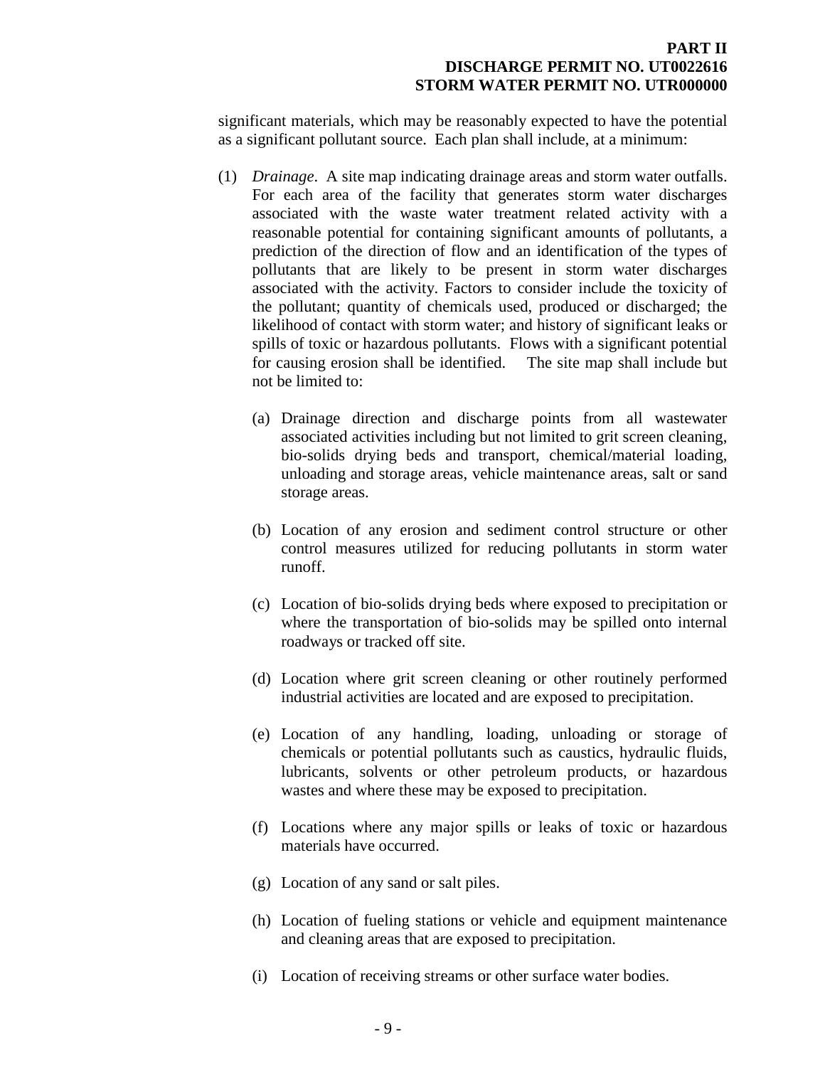significant materials, which may be reasonably expected to have the potential as a significant pollutant source. Each plan shall include, at a minimum:

(1) *Drainage*. A site map indicating drainage areas and storm water outfalls. For each area of the facility that generates storm water discharges associated with the waste water treatment related activity with a reasonable potential for containing significant amounts of pollutants, a prediction of the direction of flow and an identification of the types of pollutants that are likely to be present in storm water discharges associated with the activity. Factors to consider include the toxicity of the pollutant; quantity of chemicals used, produced or discharged; the likelihood of contact with storm water; and history of significant leaks or spills of toxic or hazardous pollutants. Flows with a significant potential for causing erosion shall be identified. The site map shall include but not be limited to:

   (a) Drainage direction and discharge points from all wastewater associated activities including but not limited to grit screen cleaning, bio-solids drying beds and transport, chemical/material loading, unloading and storage areas, vehicle maintenance areas, salt or sand storage areas.

   (b) Location of any erosion and sediment control structure or other control measures utilized for reducing pollutants in storm water runoff.

   (c) Location of bio-solids drying beds where exposed to precipitation or where the transportation of bio-solids may be spilled onto internal roadways or tracked off site.

   (d) Location where grit screen cleaning or other routinely performed industrial activities are located and are exposed to precipitation.

   (e) Location of any handling, loading, unloading or storage of chemicals or potential pollutants such as caustics, hydraulic fluids, lubricants, solvents or other petroleum products, or hazardous wastes and where these may be exposed to precipitation.

   (f) Locations where any major spills or leaks of toxic or hazardous materials have occurred.

   (g) Location of any sand or salt piles.

   (h) Location of fueling stations or vehicle and equipment maintenance and cleaning areas that are exposed to precipitation.

   (i) Location of receiving streams or other surface water bodies.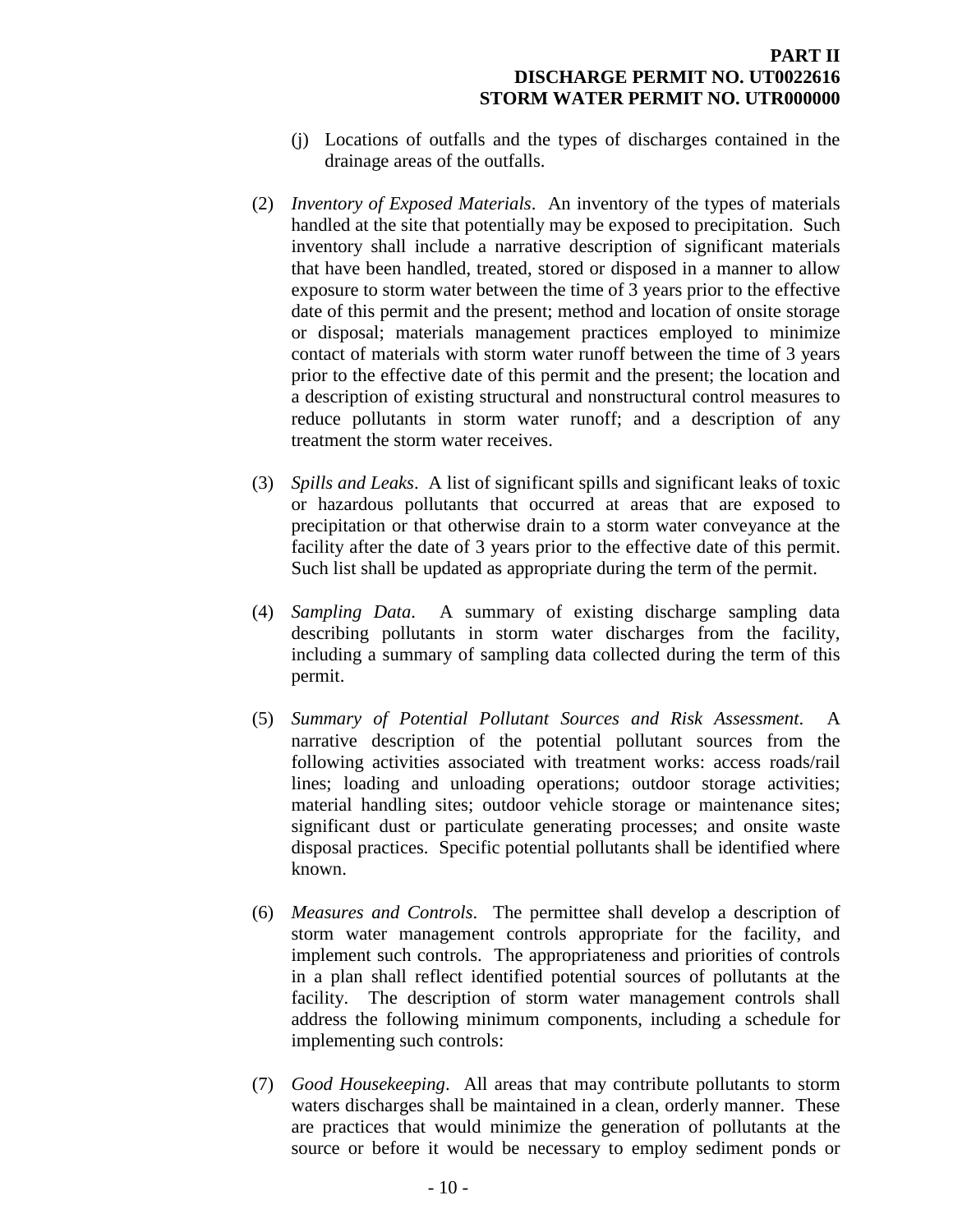(j) Locations of outfalls and the types of discharges contained in the drainage areas of the outfalls.

(2) *Inventory of Exposed Materials*. An inventory of the types of materials handled at the site that potentially may be exposed to precipitation. Such inventory shall include a narrative description of significant materials that have been handled, treated, stored or disposed in a manner to allow exposure to storm water between the time of 3 years prior to the effective date of this permit and the present; method and location of onsite storage or disposal; materials management practices employed to minimize contact of materials with storm water runoff between the time of 3 years prior to the effective date of this permit and the present; the location and a description of existing structural and nonstructural control measures to reduce pollutants in storm water runoff; and a description of any treatment the storm water receives.

(3) *Spills and Leaks*. A list of significant spills and significant leaks of toxic or hazardous pollutants that occurred at areas that are exposed to precipitation or that otherwise drain to a storm water conveyance at the facility after the date of 3 years prior to the effective date of this permit. Such list shall be updated as appropriate during the term of the permit.

(4) *Sampling Data*. A summary of existing discharge sampling data describing pollutants in storm water discharges from the facility, including a summary of sampling data collected during the term of this permit.

(5) *Summary of Potential Pollutant Sources and Risk Assessment*. A narrative description of the potential pollutant sources from the following activities associated with treatment works: access roads/rail lines; loading and unloading operations; outdoor storage activities; material handling sites; outdoor vehicle storage or maintenance sites; significant dust or particulate generating processes; and onsite waste disposal practices. Specific potential pollutants shall be identified where known.

(6) *Measures and Controls*. The permittee shall develop a description of storm water management controls appropriate for the facility, and implement such controls. The appropriateness and priorities of controls in a plan shall reflect identified potential sources of pollutants at the facility. The description of storm water management controls shall address the following minimum components, including a schedule for implementing such controls:

(7) *Good Housekeeping*. All areas that may contribute pollutants to storm waters discharges shall be maintained in a clean, orderly manner. These are practices that would minimize the generation of pollutants at the source or before it would be necessary to employ sediment ponds or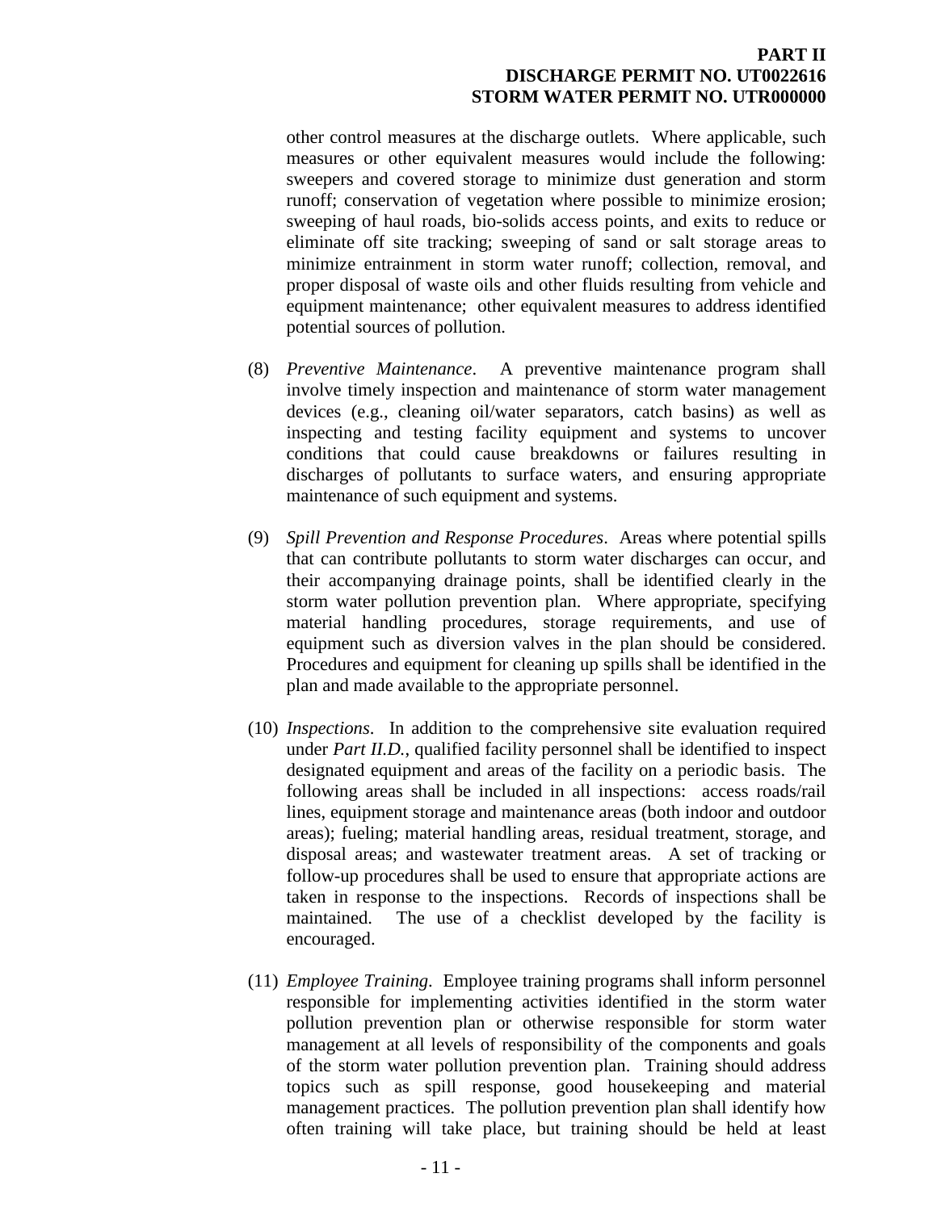other control measures at the discharge outlets. Where applicable, such measures or other equivalent measures would include the following: sweepers and covered storage to minimize dust generation and storm runoff; conservation of vegetation where possible to minimize erosion; sweeping of haul roads, bio-solids access points, and exits to reduce or eliminate off site tracking; sweeping of sand or salt storage areas to minimize entrainment in storm water runoff; collection, removal, and proper disposal of waste oils and other fluids resulting from vehicle and equipment maintenance; other equivalent measures to address identified potential sources of pollution.

(8) *Preventive Maintenance*. A preventive maintenance program shall involve timely inspection and maintenance of storm water management devices (e.g., cleaning oil/water separators, catch basins) as well as inspecting and testing facility equipment and systems to uncover conditions that could cause breakdowns or failures resulting in discharges of pollutants to surface waters, and ensuring appropriate maintenance of such equipment and systems.

(9) *Spill Prevention and Response Procedures*. Areas where potential spills that can contribute pollutants to storm water discharges can occur, and their accompanying drainage points, shall be identified clearly in the storm water pollution prevention plan. Where appropriate, specifying material handling procedures, storage requirements, and use of equipment such as diversion valves in the plan should be considered. Procedures and equipment for cleaning up spills shall be identified in the plan and made available to the appropriate personnel.

(10) *Inspections*. In addition to the comprehensive site evaluation required under *Part II.D.*, qualified facility personnel shall be identified to inspect designated equipment and areas of the facility on a periodic basis. The following areas shall be included in all inspections: access roads/rail lines, equipment storage and maintenance areas (both indoor and outdoor areas); fueling; material handling areas, residual treatment, storage, and disposal areas; and wastewater treatment areas. A set of tracking or follow-up procedures shall be used to ensure that appropriate actions are taken in response to the inspections. Records of inspections shall be maintained. The use of a checklist developed by the facility is encouraged.

(11) *Employee Training*. Employee training programs shall inform personnel responsible for implementing activities identified in the storm water pollution prevention plan or otherwise responsible for storm water management at all levels of responsibility of the components and goals of the storm water pollution prevention plan. Training should address topics such as spill response, good housekeeping and material management practices. The pollution prevention plan shall identify how often training will take place, but training should be held at least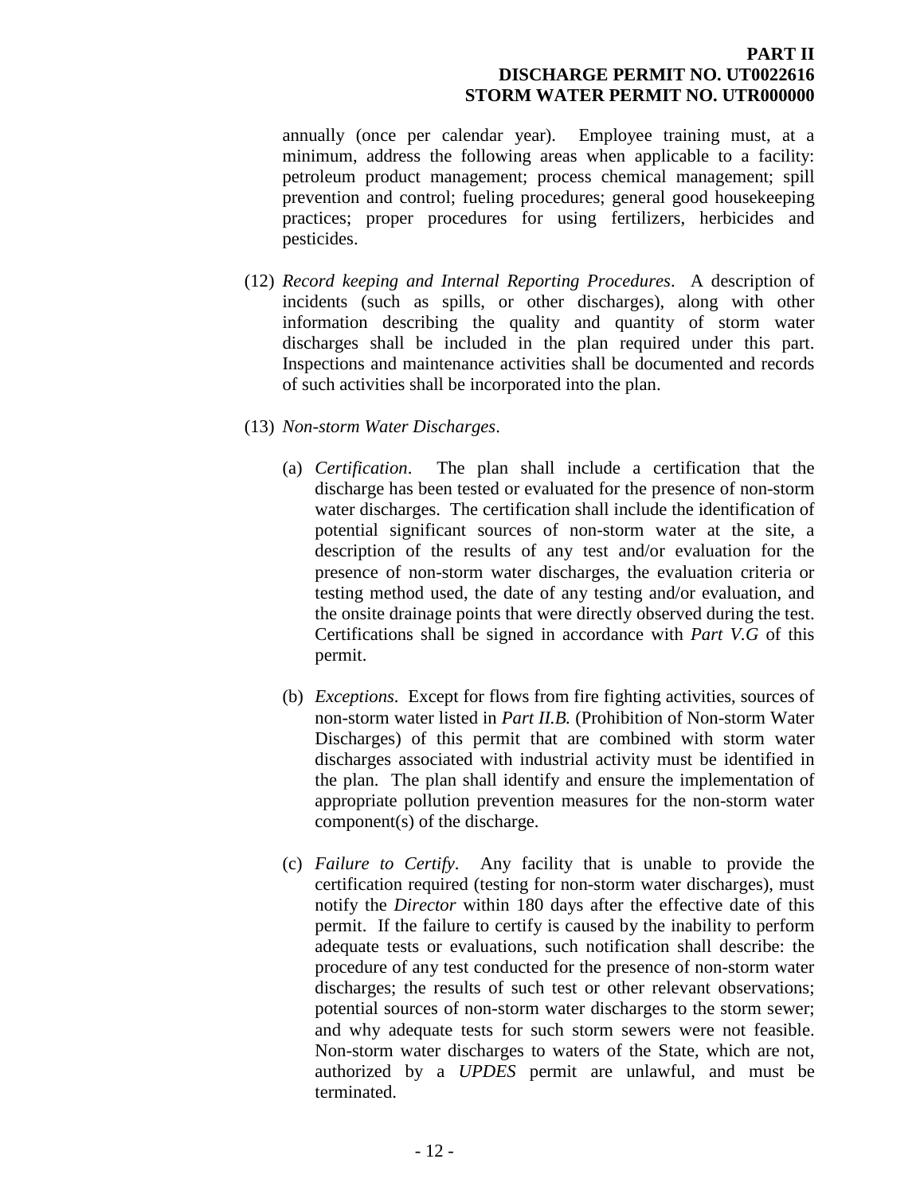annually (once per calendar year). Employee training must, at a minimum, address the following areas when applicable to a facility: petroleum product management; process chemical management; spill prevention and control; fueling procedures; general good housekeeping practices; proper procedures for using fertilizers, herbicides and pesticides.

(12) *Record keeping and Internal Reporting Procedures*. A description of incidents (such as spills, or other discharges), along with other information describing the quality and quantity of storm water discharges shall be included in the plan required under this part. Inspections and maintenance activities shall be documented and records of such activities shall be incorporated into the plan.

(13) *Non-storm Water Discharges*.

(a) *Certification*. The plan shall include a certification that the discharge has been tested or evaluated for the presence of non-storm water discharges. The certification shall include the identification of potential significant sources of non-storm water at the site, a description of the results of any test and/or evaluation for the presence of non-storm water discharges, the evaluation criteria or testing method used, the date of any testing and/or evaluation, and the onsite drainage points that were directly observed during the test. Certifications shall be signed in accordance with *Part V.G* of this permit.

(b) *Exceptions*. Except for flows from fire fighting activities, sources of non-storm water listed in *Part II.B.* (Prohibition of Non-storm Water Discharges) of this permit that are combined with storm water discharges associated with industrial activity must be identified in the plan. The plan shall identify and ensure the implementation of appropriate pollution prevention measures for the non-storm water component(s) of the discharge.

(c) *Failure to Certify*. Any facility that is unable to provide the certification required (testing for non-storm water discharges), must notify the *Director* within 180 days after the effective date of this permit. If the failure to certify is caused by the inability to perform adequate tests or evaluations, such notification shall describe: the procedure of any test conducted for the presence of non-storm water discharges; the results of such test or other relevant observations; potential sources of non-storm water discharges to the storm sewer; and why adequate tests for such storm sewers were not feasible. Non-storm water discharges to waters of the State, which are not, authorized by a *UPDES* permit are unlawful, and must be terminated.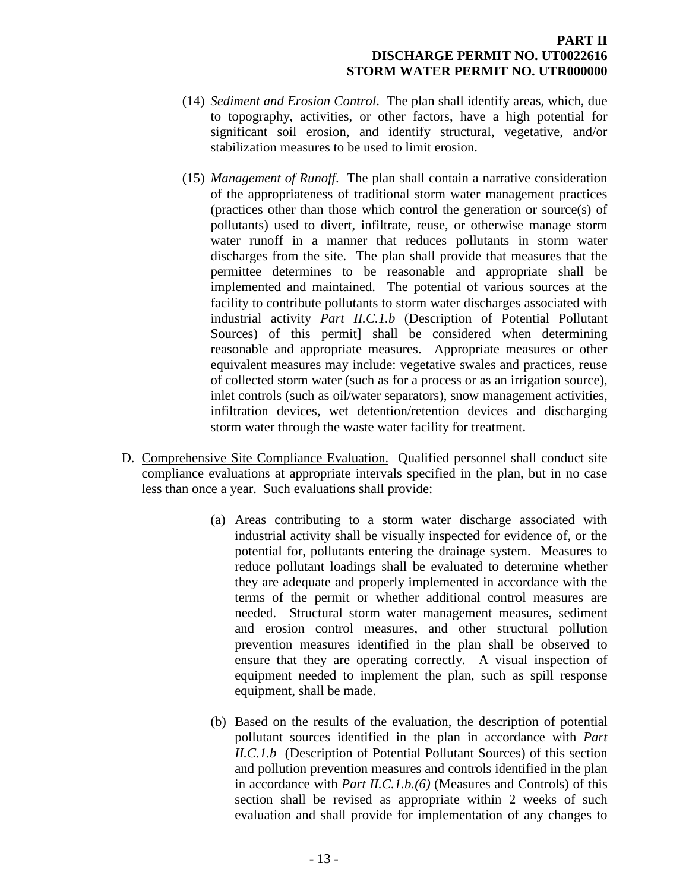(14) *Sediment and Erosion Control*. The plan shall identify areas, which, due to topography, activities, or other factors, have a high potential for significant soil erosion, and identify structural, vegetative, and/or stabilization measures to be used to limit erosion.

(15) *Management of Runoff*. The plan shall contain a narrative consideration of the appropriateness of traditional storm water management practices (practices other than those which control the generation or source(s) of pollutants) used to divert, infiltrate, reuse, or otherwise manage storm water runoff in a manner that reduces pollutants in storm water discharges from the site. The plan shall provide that measures that the permittee determines to be reasonable and appropriate shall be implemented and maintained. The potential of various sources at the facility to contribute pollutants to storm water discharges associated with industrial activity *Part II.C.1.b* (Description of Potential Pollutant Sources) of this permit] shall be considered when determining reasonable and appropriate measures. Appropriate measures or other equivalent measures may include: vegetative swales and practices, reuse of collected storm water (such as for a process or as an irrigation source), inlet controls (such as oil/water separators), snow management activities, infiltration devices, wet detention/retention devices and discharging storm water through the waste water facility for treatment.

D. Comprehensive Site Compliance Evaluation. Qualified personnel shall conduct site compliance evaluations at appropriate intervals specified in the plan, but in no case less than once a year. Such evaluations shall provide:

(a) Areas contributing to a storm water discharge associated with industrial activity shall be visually inspected for evidence of, or the potential for, pollutants entering the drainage system. Measures to reduce pollutant loadings shall be evaluated to determine whether they are adequate and properly implemented in accordance with the terms of the permit or whether additional control measures are needed. Structural storm water management measures, sediment and erosion control measures, and other structural pollution prevention measures identified in the plan shall be observed to ensure that they are operating correctly. A visual inspection of equipment needed to implement the plan, such as spill response equipment, shall be made.

(b) Based on the results of the evaluation, the description of potential pollutant sources identified in the plan in accordance with *Part II.C.1.b* (Description of Potential Pollutant Sources) of this section and pollution prevention measures and controls identified in the plan in accordance with *Part II.C.1.b.(6)* (Measures and Controls) of this section shall be revised as appropriate within 2 weeks of such evaluation and shall provide for implementation of any changes to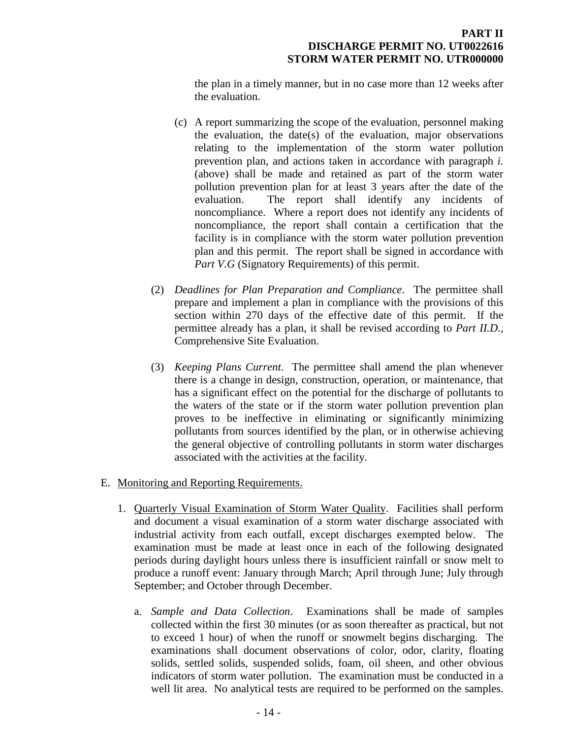the plan in a timely manner, but in no case more than 12 weeks after the evaluation.

(c) A report summarizing the scope of the evaluation, personnel making the evaluation, the date(s) of the evaluation, major observations relating to the implementation of the storm water pollution prevention plan, and actions taken in accordance with paragraph *i.* (above) shall be made and retained as part of the storm water pollution prevention plan for at least 3 years after the date of the evaluation. The report shall identify any incidents of noncompliance. Where a report does not identify any incidents of noncompliance, the report shall contain a certification that the facility is in compliance with the storm water pollution prevention plan and this permit. The report shall be signed in accordance with *Part V.G* (Signatory Requirements) of this permit.

(2) *Deadlines for Plan Preparation and Compliance*. The permittee shall prepare and implement a plan in compliance with the provisions of this section within 270 days of the effective date of this permit. If the permittee already has a plan, it shall be revised according to *Part II.D.*, Comprehensive Site Evaluation.

(3) *Keeping Plans Current*. The permittee shall amend the plan whenever there is a change in design, construction, operation, or maintenance, that has a significant effect on the potential for the discharge of pollutants to the waters of the state or if the storm water pollution prevention plan proves to be ineffective in eliminating or significantly minimizing pollutants from sources identified by the plan, or in otherwise achieving the general objective of controlling pollutants in storm water discharges associated with the activities at the facility.

E. Monitoring and Reporting Requirements.

1. Quarterly Visual Examination of Storm Water Quality. Facilities shall perform and document a visual examination of a storm water discharge associated with industrial activity from each outfall, except discharges exempted below. The examination must be made at least once in each of the following designated periods during daylight hours unless there is insufficient rainfall or snow melt to produce a runoff event: January through March; April through June; July through September; and October through December.

   a. *Sample and Data Collection*. Examinations shall be made of samples collected within the first 30 minutes (or as soon thereafter as practical, but not to exceed 1 hour) of when the runoff or snowmelt begins discharging. The examinations shall document observations of color, odor, clarity, floating solids, settled solids, suspended solids, foam, oil sheen, and other obvious indicators of storm water pollution. The examination must be conducted in a well lit area. No analytical tests are required to be performed on the samples.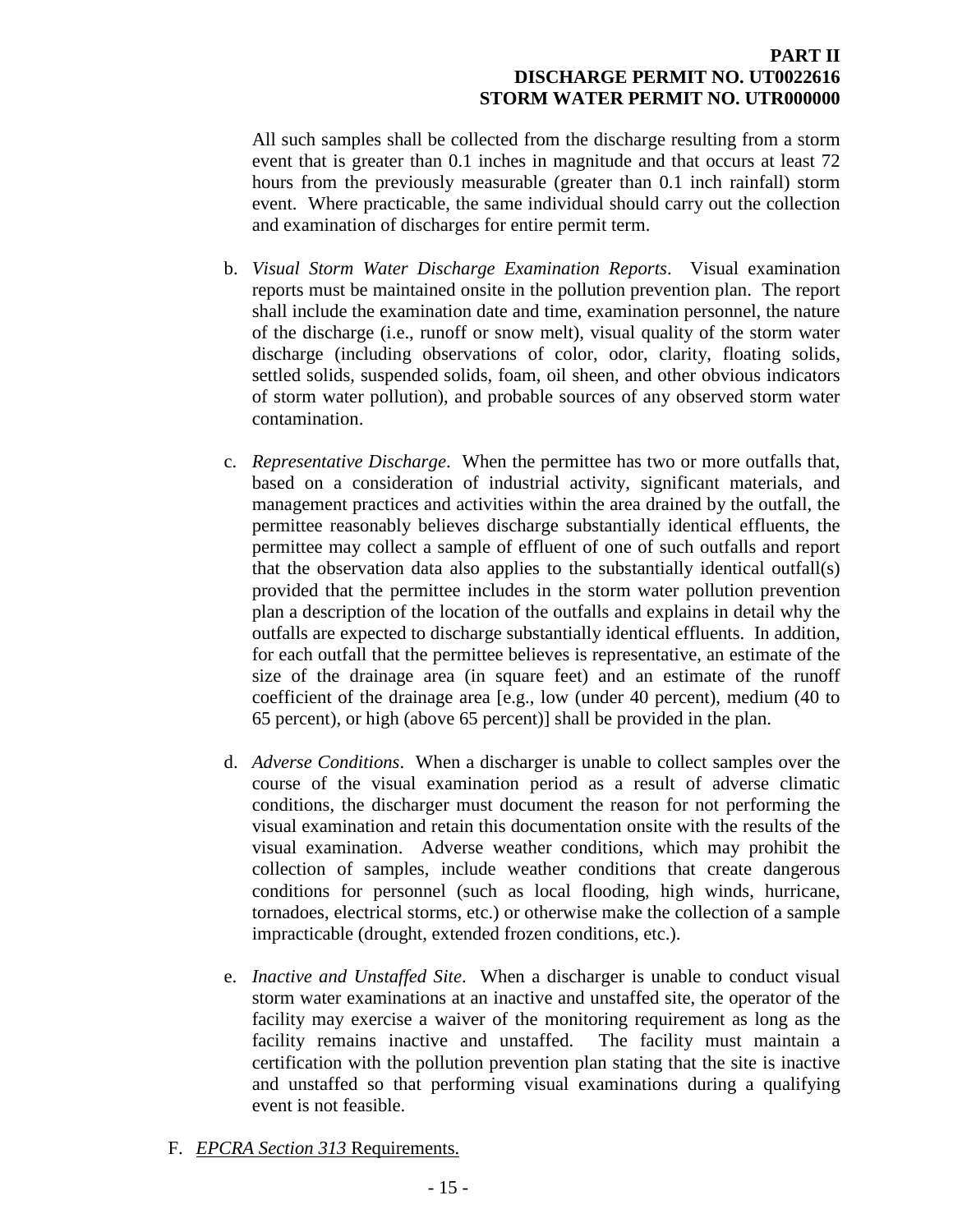All such samples shall be collected from the discharge resulting from a storm event that is greater than 0.1 inches in magnitude and that occurs at least 72 hours from the previously measurable (greater than 0.1 inch rainfall) storm event. Where practicable, the same individual should carry out the collection and examination of discharges for entire permit term.

b. *Visual Storm Water Discharge Examination Reports*. Visual examination reports must be maintained onsite in the pollution prevention plan. The report shall include the examination date and time, examination personnel, the nature of the discharge (i.e., runoff or snow melt), visual quality of the storm water discharge (including observations of color, odor, clarity, floating solids, settled solids, suspended solids, foam, oil sheen, and other obvious indicators of storm water pollution), and probable sources of any observed storm water contamination.

c. *Representative Discharge*. When the permittee has two or more outfalls that, based on a consideration of industrial activity, significant materials, and management practices and activities within the area drained by the outfall, the permittee reasonably believes discharge substantially identical effluents, the permittee may collect a sample of effluent of one of such outfalls and report that the observation data also applies to the substantially identical outfall(s) provided that the permittee includes in the storm water pollution prevention plan a description of the location of the outfalls and explains in detail why the outfalls are expected to discharge substantially identical effluents. In addition, for each outfall that the permittee believes is representative, an estimate of the size of the drainage area (in square feet) and an estimate of the runoff coefficient of the drainage area [e.g., low (under 40 percent), medium (40 to 65 percent), or high (above 65 percent)] shall be provided in the plan.

d. *Adverse Conditions*. When a discharger is unable to collect samples over the course of the visual examination period as a result of adverse climatic conditions, the discharger must document the reason for not performing the visual examination and retain this documentation onsite with the results of the visual examination. Adverse weather conditions, which may prohibit the collection of samples, include weather conditions that create dangerous conditions for personnel (such as local flooding, high winds, hurricane, tornadoes, electrical storms, etc.) or otherwise make the collection of a sample impracticable (drought, extended frozen conditions, etc.).

e. *Inactive and Unstaffed Site*. When a discharger is unable to conduct visual storm water examinations at an inactive and unstaffed site, the operator of the facility may exercise a waiver of the monitoring requirement as long as the facility remains inactive and unstaffed. The facility must maintain a certification with the pollution prevention plan stating that the site is inactive and unstaffed so that performing visual examinations during a qualifying event is not feasible.

F. *EPCRA Section 313* Requirements.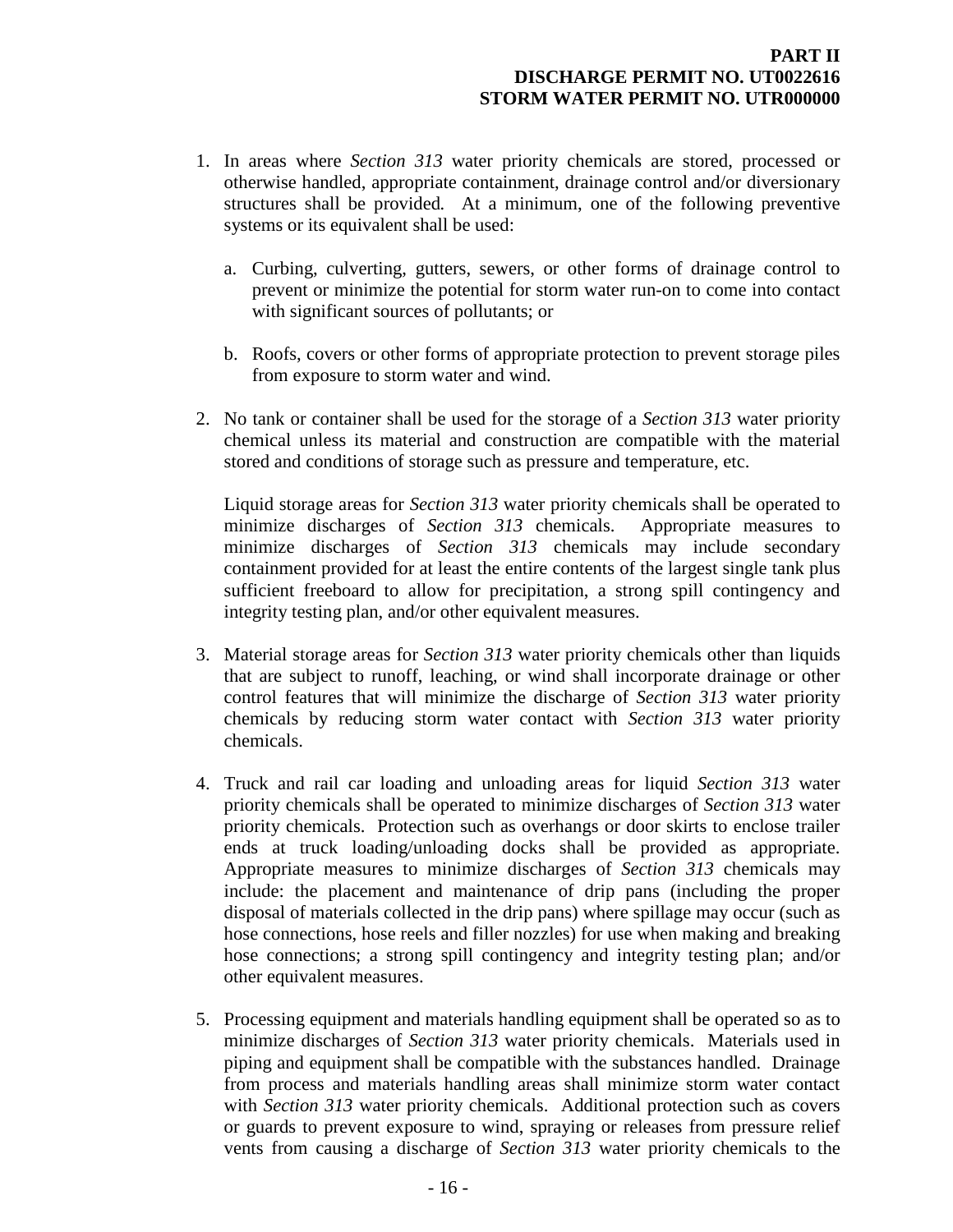1. In areas where *Section 313* water priority chemicals are stored, processed or otherwise handled, appropriate containment, drainage control and/or diversionary structures shall be provided. At a minimum, one of the following preventive systems or its equivalent shall be used:

   a. Curbing, culverting, gutters, sewers, or other forms of drainage control to prevent or minimize the potential for storm water run-on to come into contact with significant sources of pollutants; or

   b. Roofs, covers or other forms of appropriate protection to prevent storage piles from exposure to storm water and wind.

2. No tank or container shall be used for the storage of a *Section 313* water priority chemical unless its material and construction are compatible with the material stored and conditions of storage such as pressure and temperature, etc.

   Liquid storage areas for *Section 313* water priority chemicals shall be operated to minimize discharges of *Section 313* chemicals. Appropriate measures to minimize discharges of *Section 313* chemicals may include secondary containment provided for at least the entire contents of the largest single tank plus sufficient freeboard to allow for precipitation, a strong spill contingency and integrity testing plan, and/or other equivalent measures.

3. Material storage areas for *Section 313* water priority chemicals other than liquids that are subject to runoff, leaching, or wind shall incorporate drainage or other control features that will minimize the discharge of *Section 313* water priority chemicals by reducing storm water contact with *Section 313* water priority chemicals.

4. Truck and rail car loading and unloading areas for liquid *Section 313* water priority chemicals shall be operated to minimize discharges of *Section 313* water priority chemicals. Protection such as overhangs or door skirts to enclose trailer ends at truck loading/unloading docks shall be provided as appropriate. Appropriate measures to minimize discharges of *Section 313* chemicals may include: the placement and maintenance of drip pans (including the proper disposal of materials collected in the drip pans) where spillage may occur (such as hose connections, hose reels and filler nozzles) for use when making and breaking hose connections; a strong spill contingency and integrity testing plan; and/or other equivalent measures.

5. Processing equipment and materials handling equipment shall be operated so as to minimize discharges of *Section 313* water priority chemicals. Materials used in piping and equipment shall be compatible with the substances handled. Drainage from process and materials handling areas shall minimize storm water contact with *Section 313* water priority chemicals. Additional protection such as covers or guards to prevent exposure to wind, spraying or releases from pressure relief vents from causing a discharge of *Section 313* water priority chemicals to the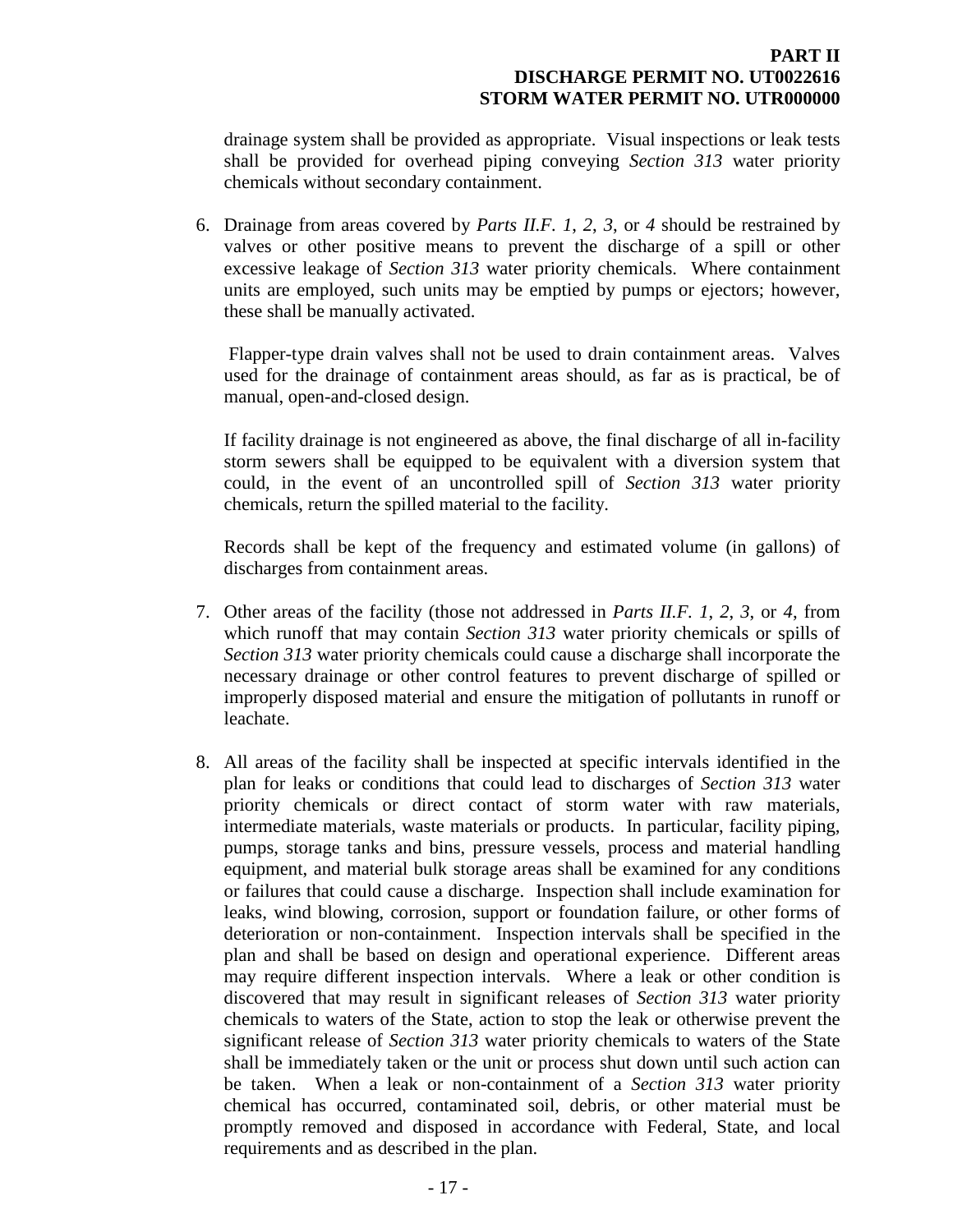drainage system shall be provided as appropriate. Visual inspections or leak tests shall be provided for overhead piping conveying *Section 313* water priority chemicals without secondary containment.

6. Drainage from areas covered by *Parts II.F. 1*, *2*, *3*, or *4* should be restrained by valves or other positive means to prevent the discharge of a spill or other excessive leakage of *Section 313* water priority chemicals. Where containment units are employed, such units may be emptied by pumps or ejectors; however, these shall be manually activated.

   Flapper-type drain valves shall not be used to drain containment areas. Valves used for the drainage of containment areas should, as far as is practical, be of manual, open-and-closed design.

   If facility drainage is not engineered as above, the final discharge of all in-facility storm sewers shall be equipped to be equivalent with a diversion system that could, in the event of an uncontrolled spill of *Section 313* water priority chemicals, return the spilled material to the facility.

   Records shall be kept of the frequency and estimated volume (in gallons) of discharges from containment areas.

7. Other areas of the facility (those not addressed in *Parts II.F. 1*, *2*, *3*, or *4*, from which runoff that may contain *Section 313* water priority chemicals or spills of *Section 313* water priority chemicals could cause a discharge shall incorporate the necessary drainage or other control features to prevent discharge of spilled or improperly disposed material and ensure the mitigation of pollutants in runoff or leachate.

8. All areas of the facility shall be inspected at specific intervals identified in the plan for leaks or conditions that could lead to discharges of *Section 313* water priority chemicals or direct contact of storm water with raw materials, intermediate materials, waste materials or products. In particular, facility piping, pumps, storage tanks and bins, pressure vessels, process and material handling equipment, and material bulk storage areas shall be examined for any conditions or failures that could cause a discharge. Inspection shall include examination for leaks, wind blowing, corrosion, support or foundation failure, or other forms of deterioration or non-containment. Inspection intervals shall be specified in the plan and shall be based on design and operational experience. Different areas may require different inspection intervals. Where a leak or other condition is discovered that may result in significant releases of *Section 313* water priority chemicals to waters of the State, action to stop the leak or otherwise prevent the significant release of *Section 313* water priority chemicals to waters of the State shall be immediately taken or the unit or process shut down until such action can be taken. When a leak or non-containment of a *Section 313* water priority chemical has occurred, contaminated soil, debris, or other material must be promptly removed and disposed in accordance with Federal, State, and local requirements and as described in the plan.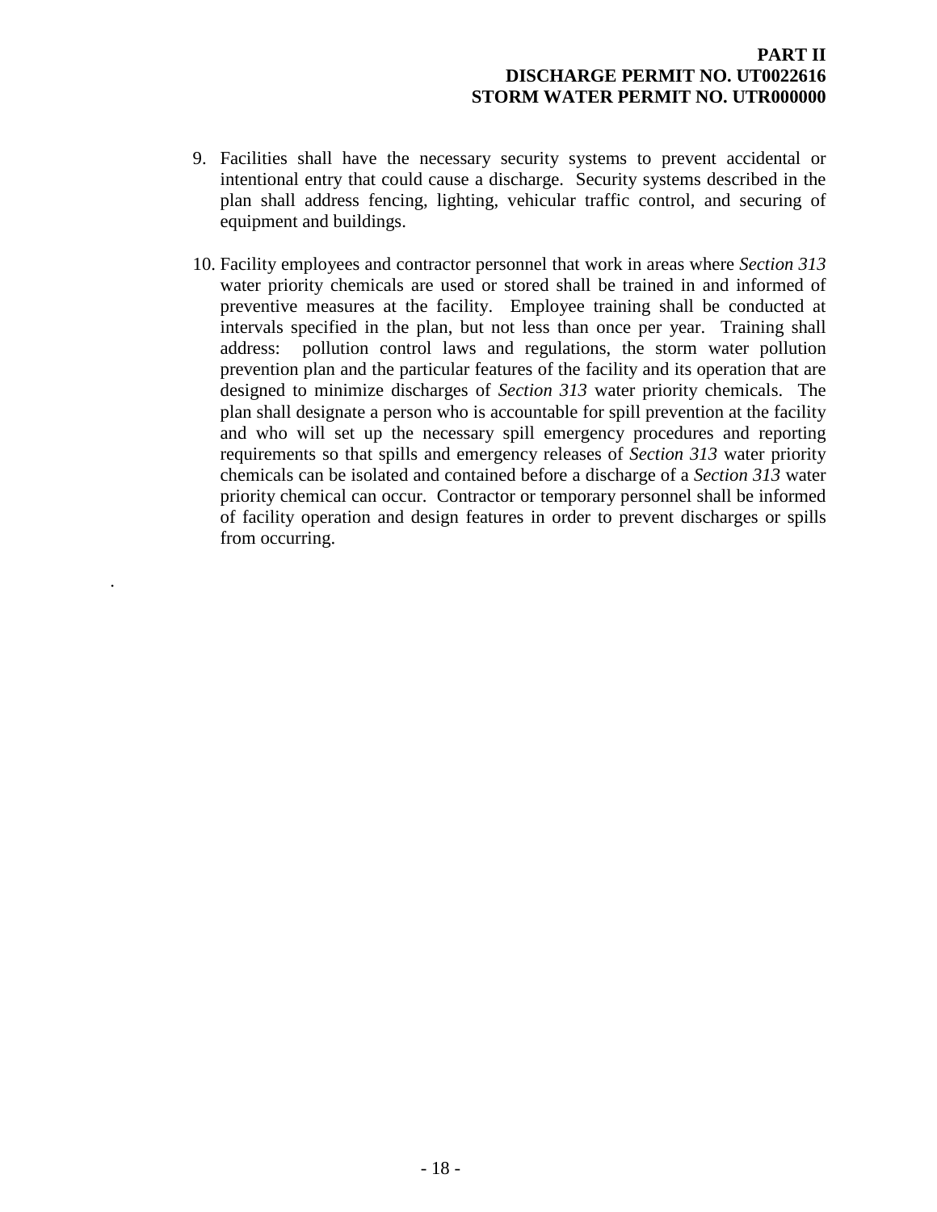9. Facilities shall have the necessary security systems to prevent accidental or intentional entry that could cause a discharge. Security systems described in the plan shall address fencing, lighting, vehicular traffic control, and securing of equipment and buildings.

10. Facility employees and contractor personnel that work in areas where *Section 313* water priority chemicals are used or stored shall be trained in and informed of preventive measures at the facility. Employee training shall be conducted at intervals specified in the plan, but not less than once per year. Training shall address: pollution control laws and regulations, the storm water pollution prevention plan and the particular features of the facility and its operation that are designed to minimize discharges of *Section 313* water priority chemicals. The plan shall designate a person who is accountable for spill prevention at the facility and who will set up the necessary spill emergency procedures and reporting requirements so that spills and emergency releases of *Section 313* water priority chemicals can be isolated and contained before a discharge of a *Section 313* water priority chemical can occur. Contractor or temporary personnel shall be informed of facility operation and design features in order to prevent discharges or spills from occurring.

.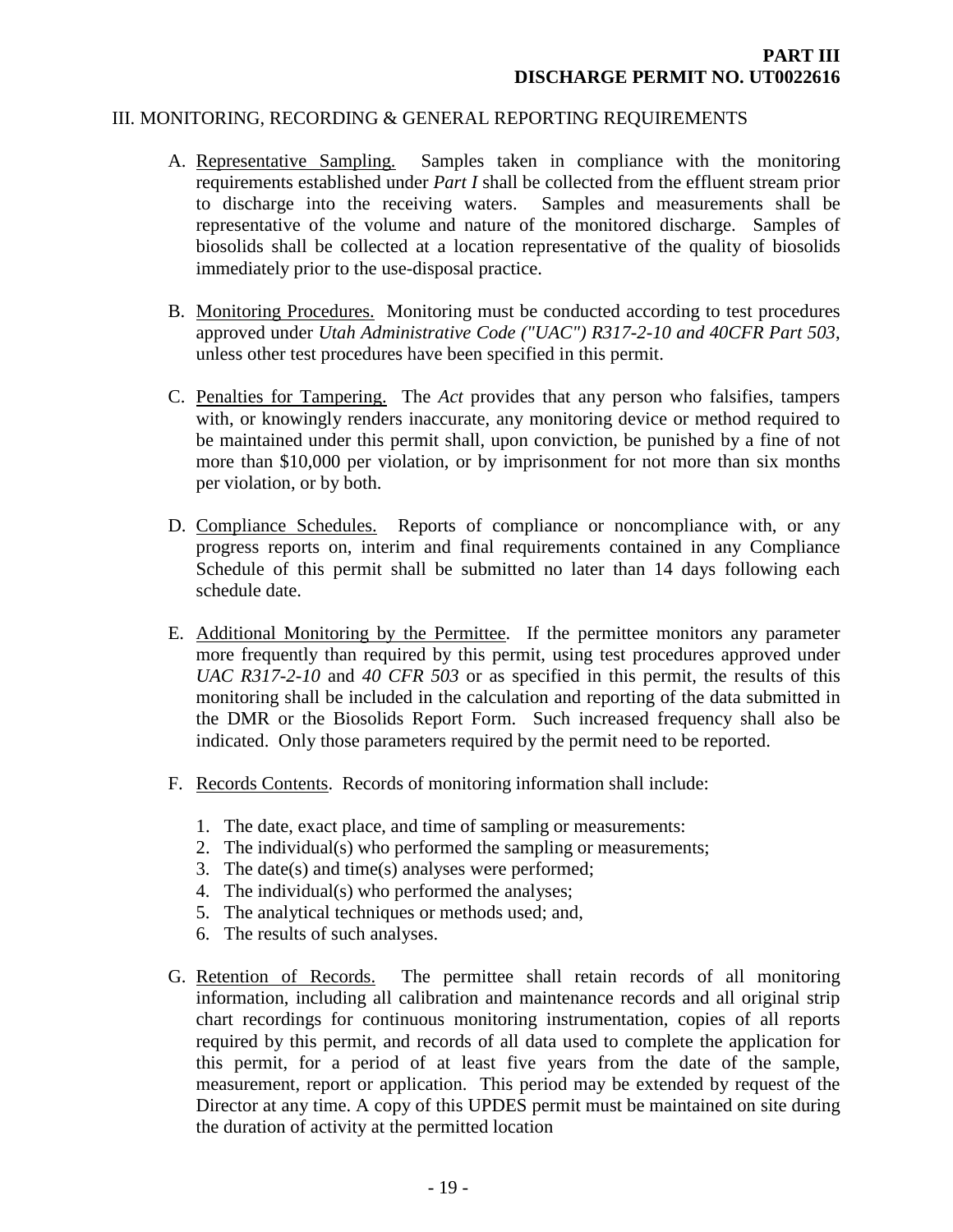**PART III**
**DISCHARGE PERMIT NO. UT0022616**

# III. MONITORING, RECORDING & GENERAL REPORTING REQUIREMENTS

A. Representative Sampling. Samples taken in compliance with the monitoring requirements established under *Part I* shall be collected from the effluent stream prior to discharge into the receiving waters. Samples and measurements shall be representative of the volume and nature of the monitored discharge. Samples of biosolids shall be collected at a location representative of the quality of biosolids immediately prior to the use-disposal practice.

B. Monitoring Procedures. Monitoring must be conducted according to test procedures approved under *Utah Administrative Code ("UAC") R317-2-10 and 40CFR Part 503*, unless other test procedures have been specified in this permit.

C. Penalties for Tampering. The *Act* provides that any person who falsifies, tampers with, or knowingly renders inaccurate, any monitoring device or method required to be maintained under this permit shall, upon conviction, be punished by a fine of not more than $10,000 per violation, or by imprisonment for not more than six months per violation, or by both.

D. Compliance Schedules. Reports of compliance or noncompliance with, or any progress reports on, interim and final requirements contained in any Compliance Schedule of this permit shall be submitted no later than 14 days following each schedule date.

E. Additional Monitoring by the Permittee. If the permittee monitors any parameter more frequently than required by this permit, using test procedures approved under *UAC R317-2-10* and *40 CFR 503* or as specified in this permit, the results of this monitoring shall be included in the calculation and reporting of the data submitted in the DMR or the Biosolids Report Form. Such increased frequency shall also be indicated. Only those parameters required by the permit need to be reported.

F. Records Contents. Records of monitoring information shall include:

   1. The date, exact place, and time of sampling or measurements:
   2. The individual(s) who performed the sampling or measurements;
   3. The date(s) and time(s) analyses were performed;
   4. The individual(s) who performed the analyses;
   5. The analytical techniques or methods used; and,
   6. The results of such analyses.

G. Retention of Records. The permittee shall retain records of all monitoring information, including all calibration and maintenance records and all original strip chart recordings for continuous monitoring instrumentation, copies of all reports required by this permit, and records of all data used to complete the application for this permit, for a period of at least five years from the date of the sample, measurement, report or application. This period may be extended by request of the Director at any time. A copy of this UPDES permit must be maintained on site during the duration of activity at the permitted location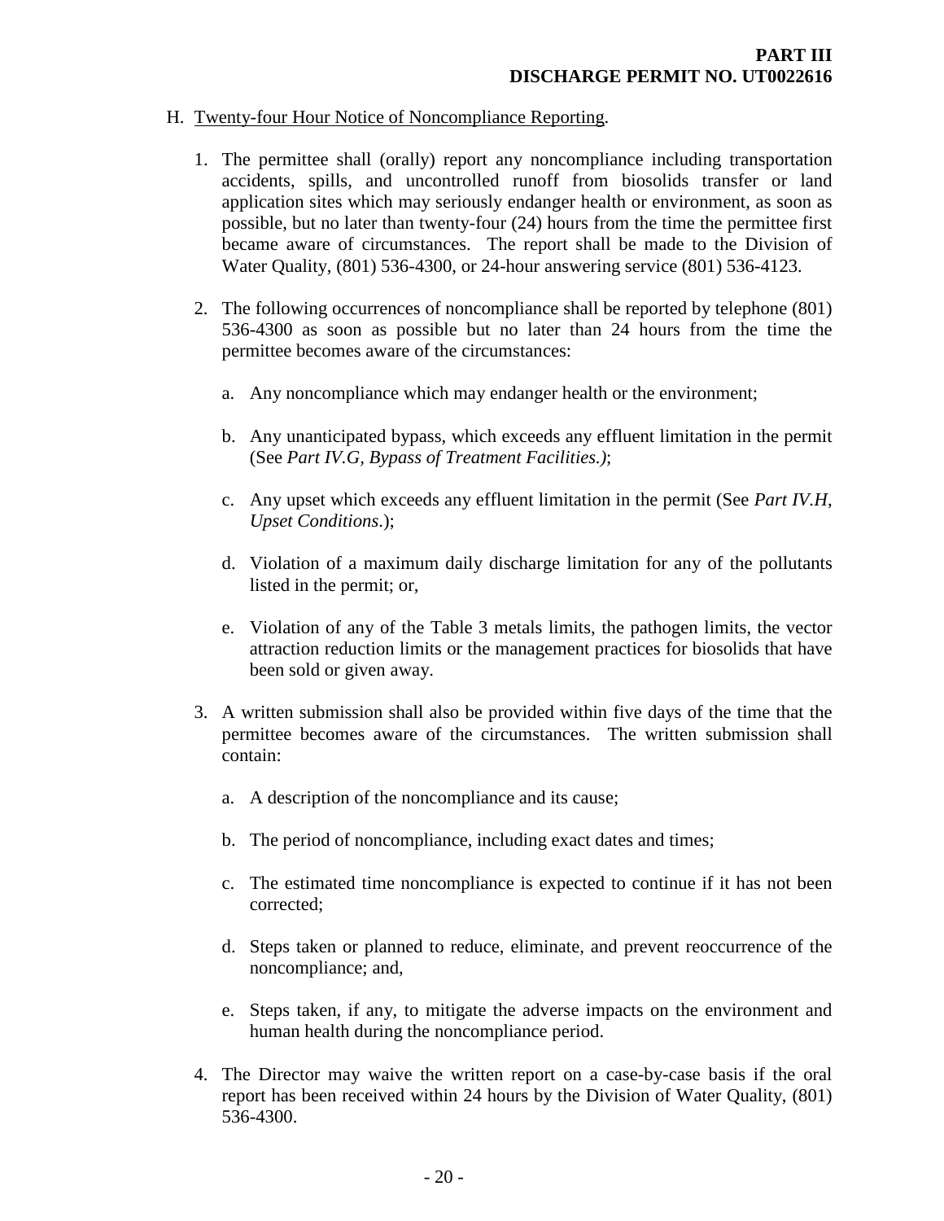H. Twenty-four Hour Notice of Noncompliance Reporting.

1. The permittee shall (orally) report any noncompliance including transportation accidents, spills, and uncontrolled runoff from biosolids transfer or land application sites which may seriously endanger health or environment, as soon as possible, but no later than twenty-four (24) hours from the time the permittee first became aware of circumstances. The report shall be made to the Division of Water Quality, (801) 536-4300, or 24-hour answering service (801) 536-4123.

2. The following occurrences of noncompliance shall be reported by telephone (801) 536-4300 as soon as possible but no later than 24 hours from the time the permittee becomes aware of the circumstances:

   a. Any noncompliance which may endanger health or the environment;

   b. Any unanticipated bypass, which exceeds any effluent limitation in the permit (See *Part IV.G, Bypass of Treatment Facilities.)*;

   c. Any upset which exceeds any effluent limitation in the permit (See *Part IV.H, Upset Conditions*.);

   d. Violation of a maximum daily discharge limitation for any of the pollutants listed in the permit; or,

   e. Violation of any of the Table 3 metals limits, the pathogen limits, the vector attraction reduction limits or the management practices for biosolids that have been sold or given away.

3. A written submission shall also be provided within five days of the time that the permittee becomes aware of the circumstances. The written submission shall contain:

   a. A description of the noncompliance and its cause;

   b. The period of noncompliance, including exact dates and times;

   c. The estimated time noncompliance is expected to continue if it has not been corrected;

   d. Steps taken or planned to reduce, eliminate, and prevent reoccurrence of the noncompliance; and,

   e. Steps taken, if any, to mitigate the adverse impacts on the environment and human health during the noncompliance period.

4. The Director may waive the written report on a case-by-case basis if the oral report has been received within 24 hours by the Division of Water Quality, (801) 536-4300.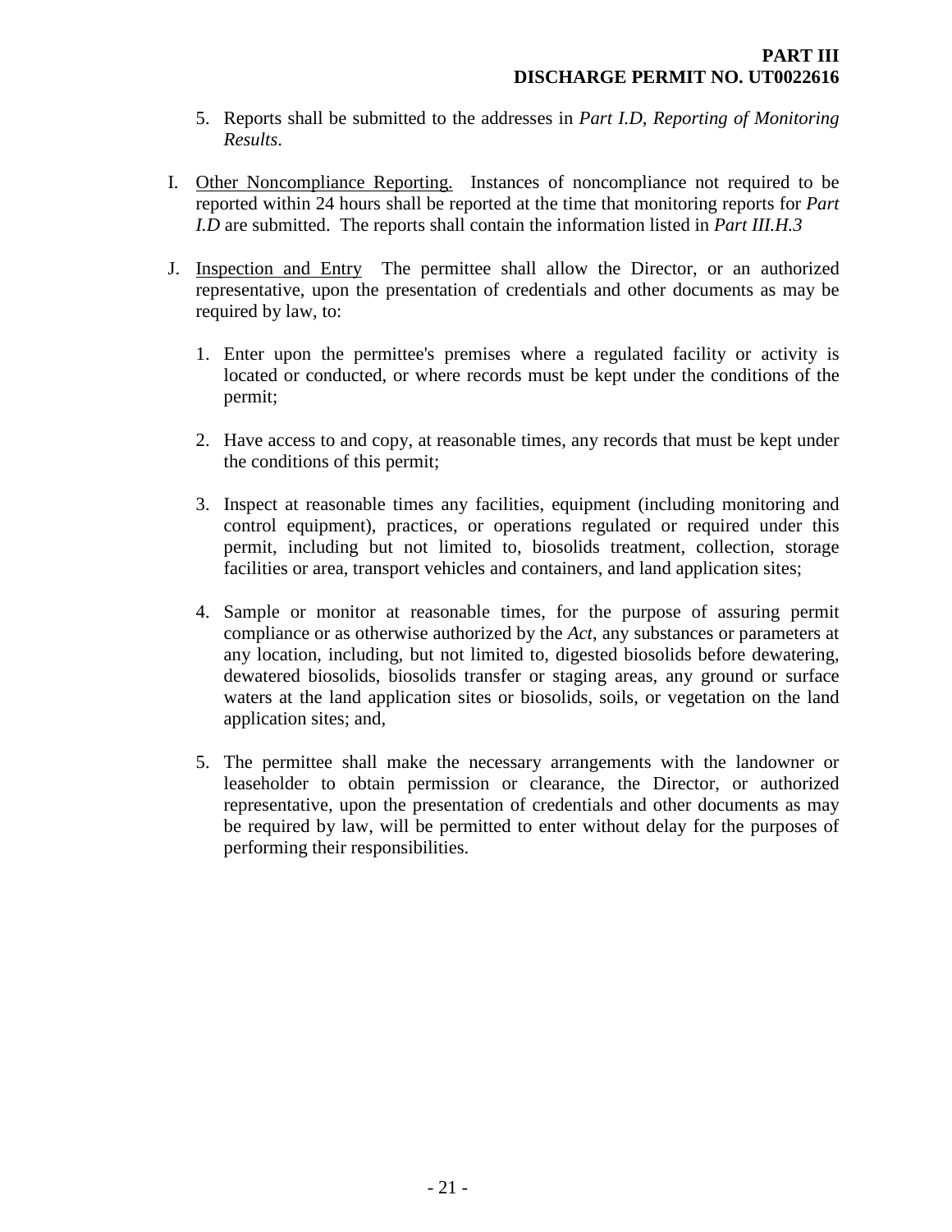5. Reports shall be submitted to the addresses in *Part I.D*, *Reporting of Monitoring Results*.

I. Other Noncompliance Reporting. Instances of noncompliance not required to be reported within 24 hours shall be reported at the time that monitoring reports for *Part I.D* are submitted. The reports shall contain the information listed in *Part III.H.3*

J. Inspection and Entry The permittee shall allow the Director, or an authorized representative, upon the presentation of credentials and other documents as may be required by law, to:

   1. Enter upon the permittee's premises where a regulated facility or activity is located or conducted, or where records must be kept under the conditions of the permit;

   2. Have access to and copy, at reasonable times, any records that must be kept under the conditions of this permit;

   3. Inspect at reasonable times any facilities, equipment (including monitoring and control equipment), practices, or operations regulated or required under this permit, including but not limited to, biosolids treatment, collection, storage facilities or area, transport vehicles and containers, and land application sites;

   4. Sample or monitor at reasonable times, for the purpose of assuring permit compliance or as otherwise authorized by the *Act*, any substances or parameters at any location, including, but not limited to, digested biosolids before dewatering, dewatered biosolids, biosolids transfer or staging areas, any ground or surface waters at the land application sites or biosolids, soils, or vegetation on the land application sites; and,

   5. The permittee shall make the necessary arrangements with the landowner or leaseholder to obtain permission or clearance, the Director, or authorized representative, upon the presentation of credentials and other documents as may be required by law, will be permitted to enter without delay for the purposes of performing their responsibilities.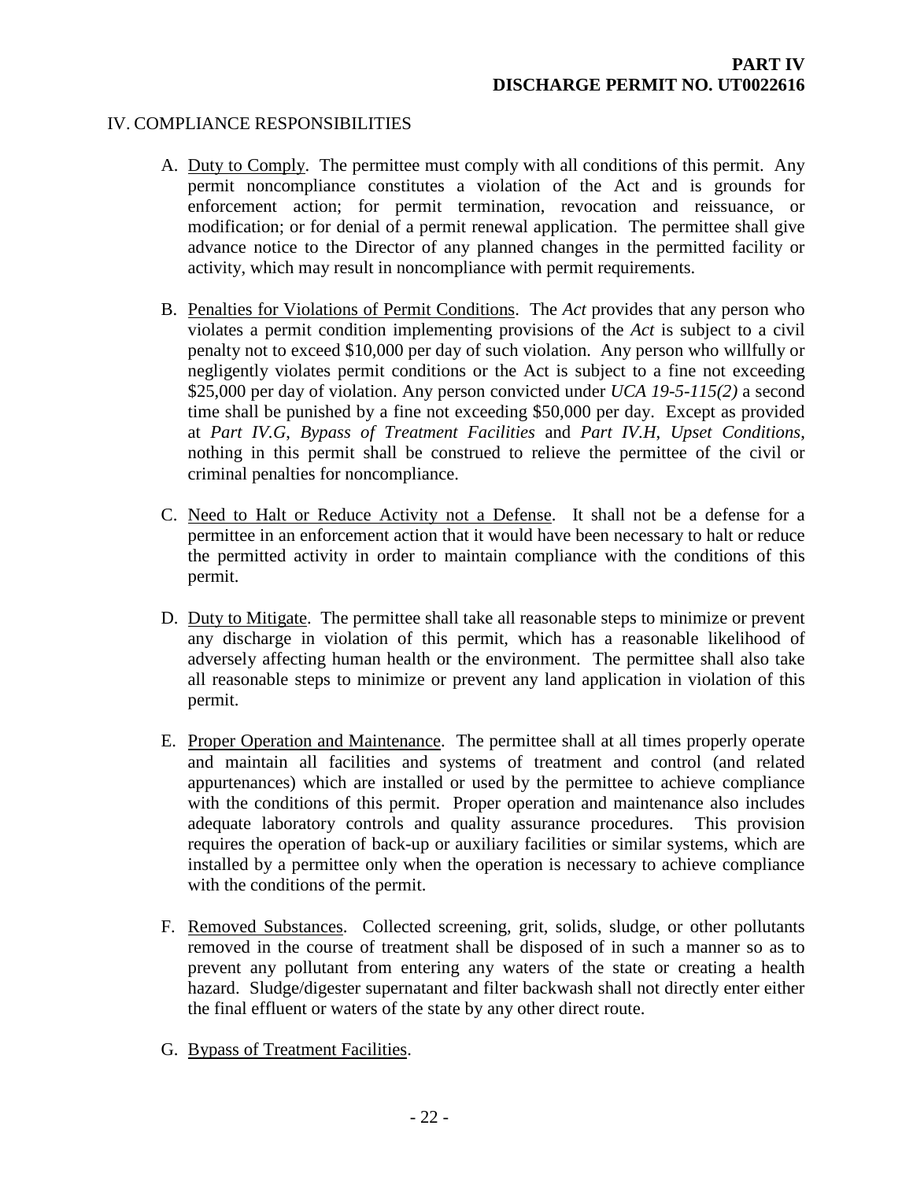## IV. COMPLIANCE RESPONSIBILITIES

A. Duty to Comply. The permittee must comply with all conditions of this permit. Any permit noncompliance constitutes a violation of the Act and is grounds for enforcement action; for permit termination, revocation and reissuance, or modification; or for denial of a permit renewal application. The permittee shall give advance notice to the Director of any planned changes in the permitted facility or activity, which may result in noncompliance with permit requirements.

B. Penalties for Violations of Permit Conditions. The *Act* provides that any person who violates a permit condition implementing provisions of the *Act* is subject to a civil penalty not to exceed $10,000 per day of such violation. Any person who willfully or negligently violates permit conditions or the Act is subject to a fine not exceeding $25,000 per day of violation. Any person convicted under *UCA 19-5-115(2)* a second time shall be punished by a fine not exceeding $50,000 per day. Except as provided at *Part IV.G*, *Bypass of Treatment Facilities* and *Part IV.H*, *Upset Conditions*, nothing in this permit shall be construed to relieve the permittee of the civil or criminal penalties for noncompliance.

C. Need to Halt or Reduce Activity not a Defense. It shall not be a defense for a permittee in an enforcement action that it would have been necessary to halt or reduce the permitted activity in order to maintain compliance with the conditions of this permit.

D. Duty to Mitigate. The permittee shall take all reasonable steps to minimize or prevent any discharge in violation of this permit, which has a reasonable likelihood of adversely affecting human health or the environment. The permittee shall also take all reasonable steps to minimize or prevent any land application in violation of this permit.

E. Proper Operation and Maintenance. The permittee shall at all times properly operate and maintain all facilities and systems of treatment and control (and related appurtenances) which are installed or used by the permittee to achieve compliance with the conditions of this permit. Proper operation and maintenance also includes adequate laboratory controls and quality assurance procedures. This provision requires the operation of back-up or auxiliary facilities or similar systems, which are installed by a permittee only when the operation is necessary to achieve compliance with the conditions of the permit.

F. Removed Substances. Collected screening, grit, solids, sludge, or other pollutants removed in the course of treatment shall be disposed of in such a manner so as to prevent any pollutant from entering any waters of the state or creating a health hazard. Sludge/digester supernatant and filter backwash shall not directly enter either the final effluent or waters of the state by any other direct route.

G. Bypass of Treatment Facilities.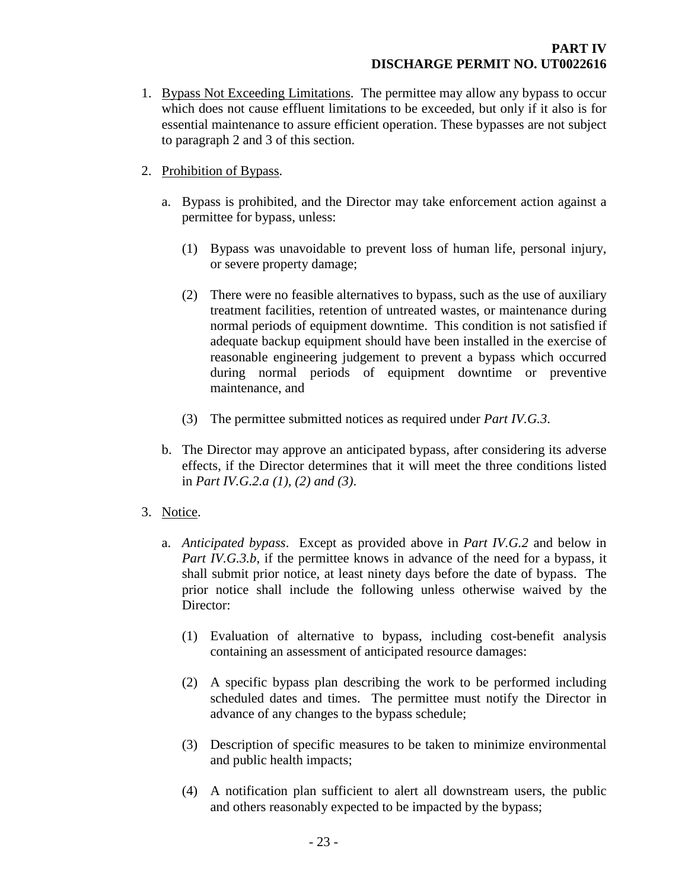1. <u>Bypass Not Exceeding Limitations</u>. The permittee may allow any bypass to occur which does not cause effluent limitations to be exceeded, but only if it also is for essential maintenance to assure efficient operation. These bypasses are not subject to paragraph 2 and 3 of this section.

2. <u>Prohibition of Bypass</u>.

   a. Bypass is prohibited, and the Director may take enforcement action against a permittee for bypass, unless:

      (1) Bypass was unavoidable to prevent loss of human life, personal injury, or severe property damage;

      (2) There were no feasible alternatives to bypass, such as the use of auxiliary treatment facilities, retention of untreated wastes, or maintenance during normal periods of equipment downtime. This condition is not satisfied if adequate backup equipment should have been installed in the exercise of reasonable engineering judgement to prevent a bypass which occurred during normal periods of equipment downtime or preventive maintenance, and

      (3) The permittee submitted notices as required under *Part IV.G.3*.

   b. The Director may approve an anticipated bypass, after considering its adverse effects, if the Director determines that it will meet the three conditions listed in *Part IV.G.2.a (1), (2) and (3)*.

3. <u>Notice</u>.

   a. *Anticipated bypass*. Except as provided above in *Part IV.G.2* and below in *Part IV.G.3.b*, if the permittee knows in advance of the need for a bypass, it shall submit prior notice, at least ninety days before the date of bypass. The prior notice shall include the following unless otherwise waived by the Director:

      (1) Evaluation of alternative to bypass, including cost-benefit analysis containing an assessment of anticipated resource damages:

      (2) A specific bypass plan describing the work to be performed including scheduled dates and times. The permittee must notify the Director in advance of any changes to the bypass schedule;

      (3) Description of specific measures to be taken to minimize environmental and public health impacts;

      (4) A notification plan sufficient to alert all downstream users, the public and others reasonably expected to be impacted by the bypass;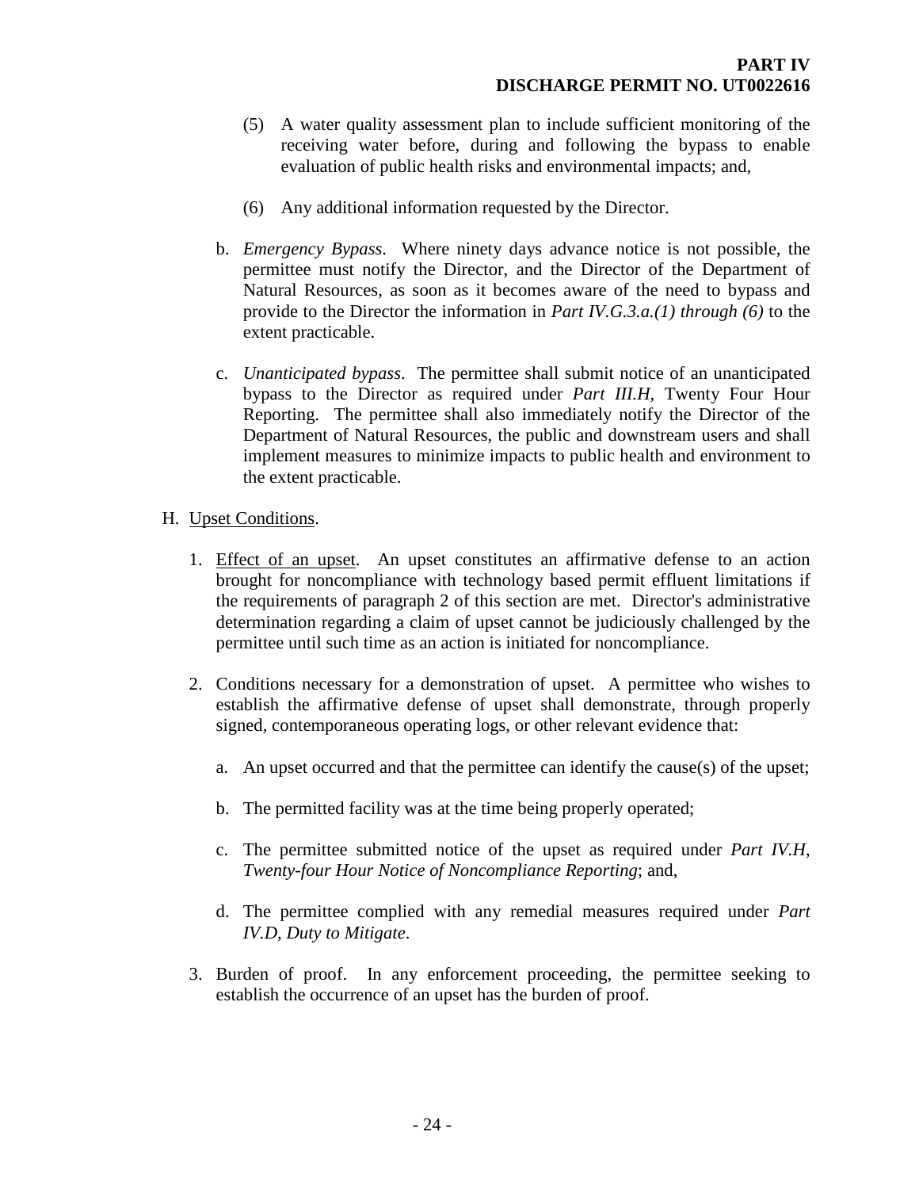(5) A water quality assessment plan to include sufficient monitoring of the receiving water before, during and following the bypass to enable evaluation of public health risks and environmental impacts; and,

(6) Any additional information requested by the Director.

b. *Emergency Bypass*. Where ninety days advance notice is not possible, the permittee must notify the Director, and the Director of the Department of Natural Resources, as soon as it becomes aware of the need to bypass and provide to the Director the information in *Part IV.G.3.a.(1) through (6)* to the extent practicable.

c. *Unanticipated bypass*. The permittee shall submit notice of an unanticipated bypass to the Director as required under *Part III.H*, Twenty Four Hour Reporting. The permittee shall also immediately notify the Director of the Department of Natural Resources, the public and downstream users and shall implement measures to minimize impacts to public health and environment to the extent practicable.

H. Upset Conditions.

1. Effect of an upset. An upset constitutes an affirmative defense to an action brought for noncompliance with technology based permit effluent limitations if the requirements of paragraph 2 of this section are met. Director's administrative determination regarding a claim of upset cannot be judiciously challenged by the permittee until such time as an action is initiated for noncompliance.

2. Conditions necessary for a demonstration of upset. A permittee who wishes to establish the affirmative defense of upset shall demonstrate, through properly signed, contemporaneous operating logs, or other relevant evidence that:

   a. An upset occurred and that the permittee can identify the cause(s) of the upset;

   b. The permitted facility was at the time being properly operated;

   c. The permittee submitted notice of the upset as required under *Part IV.H*, *Twenty-four Hour Notice of Noncompliance Reporting*; and,

   d. The permittee complied with any remedial measures required under *Part IV.D*, *Duty to Mitigate*.

3. Burden of proof. In any enforcement proceeding, the permittee seeking to establish the occurrence of an upset has the burden of proof.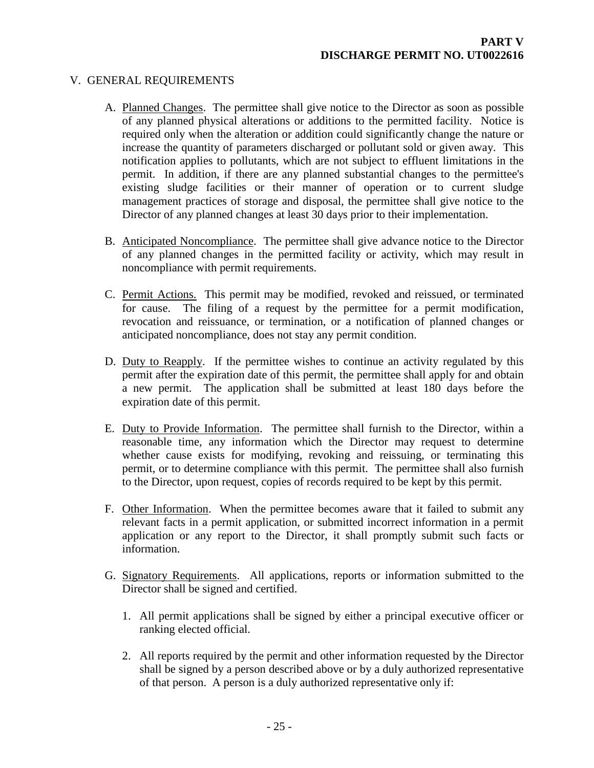## V. GENERAL REQUIREMENTS

A. Planned Changes. The permittee shall give notice to the Director as soon as possible of any planned physical alterations or additions to the permitted facility. Notice is required only when the alteration or addition could significantly change the nature or increase the quantity of parameters discharged or pollutant sold or given away. This notification applies to pollutants, which are not subject to effluent limitations in the permit. In addition, if there are any planned substantial changes to the permittee's existing sludge facilities or their manner of operation or to current sludge management practices of storage and disposal, the permittee shall give notice to the Director of any planned changes at least 30 days prior to their implementation.

B. Anticipated Noncompliance. The permittee shall give advance notice to the Director of any planned changes in the permitted facility or activity, which may result in noncompliance with permit requirements.

C. Permit Actions. This permit may be modified, revoked and reissued, or terminated for cause. The filing of a request by the permittee for a permit modification, revocation and reissuance, or termination, or a notification of planned changes or anticipated noncompliance, does not stay any permit condition.

D. Duty to Reapply. If the permittee wishes to continue an activity regulated by this permit after the expiration date of this permit, the permittee shall apply for and obtain a new permit. The application shall be submitted at least 180 days before the expiration date of this permit.

E. Duty to Provide Information. The permittee shall furnish to the Director, within a reasonable time, any information which the Director may request to determine whether cause exists for modifying, revoking and reissuing, or terminating this permit, or to determine compliance with this permit. The permittee shall also furnish to the Director, upon request, copies of records required to be kept by this permit.

F. Other Information. When the permittee becomes aware that it failed to submit any relevant facts in a permit application, or submitted incorrect information in a permit application or any report to the Director, it shall promptly submit such facts or information.

G. Signatory Requirements. All applications, reports or information submitted to the Director shall be signed and certified.

1. All permit applications shall be signed by either a principal executive officer or ranking elected official.

2. All reports required by the permit and other information requested by the Director shall be signed by a person described above or by a duly authorized representative of that person. A person is a duly authorized representative only if: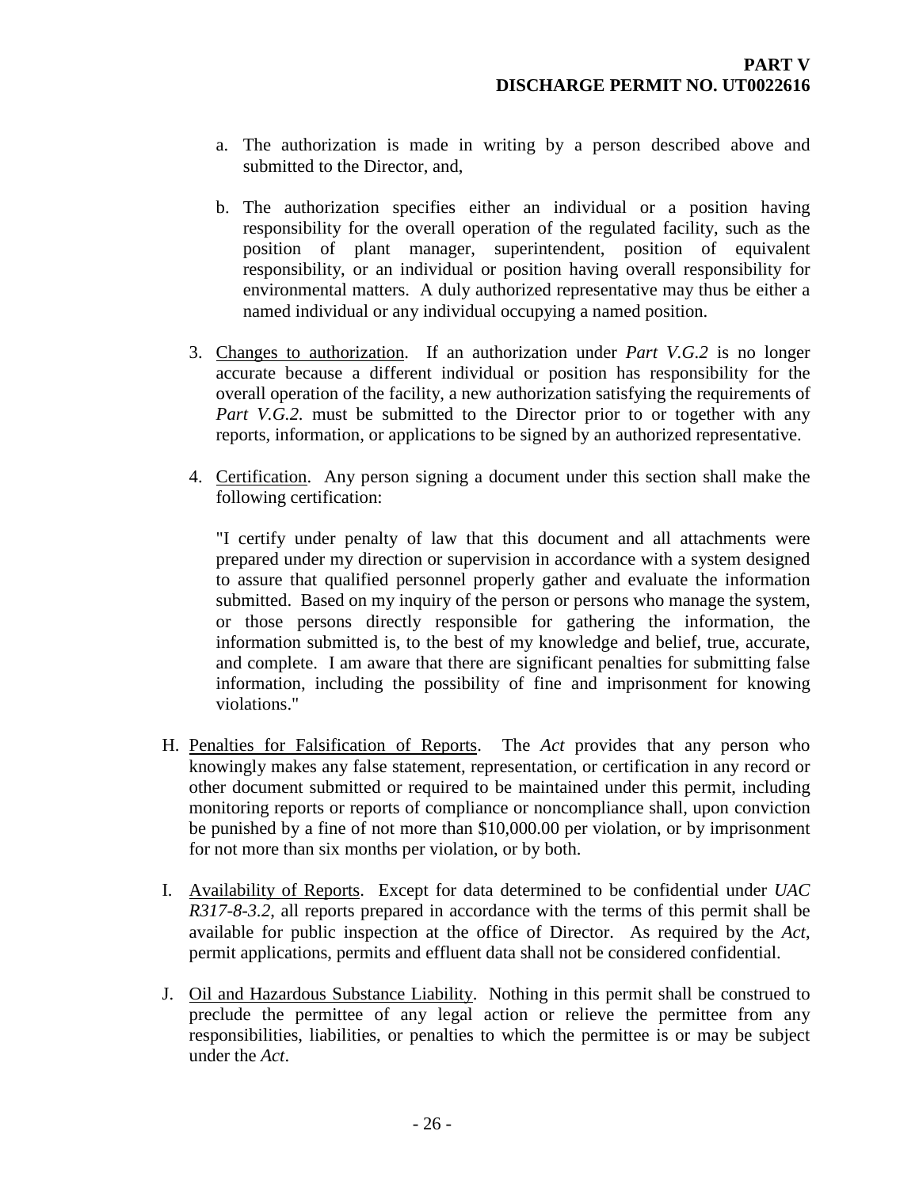a. The authorization is made in writing by a person described above and submitted to the Director, and,

b. The authorization specifies either an individual or a position having responsibility for the overall operation of the regulated facility, such as the position of plant manager, superintendent, position of equivalent responsibility, or an individual or position having overall responsibility for environmental matters. A duly authorized representative may thus be either a named individual or any individual occupying a named position.

3. <u>Changes to authorization</u>. If an authorization under *Part V.G.2* is no longer accurate because a different individual or position has responsibility for the overall operation of the facility, a new authorization satisfying the requirements of *Part V.G.2.* must be submitted to the Director prior to or together with any reports, information, or applications to be signed by an authorized representative.

4. <u>Certification</u>. Any person signing a document under this section shall make the following certification:

   "I certify under penalty of law that this document and all attachments were prepared under my direction or supervision in accordance with a system designed to assure that qualified personnel properly gather and evaluate the information submitted. Based on my inquiry of the person or persons who manage the system, or those persons directly responsible for gathering the information, the information submitted is, to the best of my knowledge and belief, true, accurate, and complete. I am aware that there are significant penalties for submitting false information, including the possibility of fine and imprisonment for knowing violations."

H. <u>Penalties for Falsification of Reports</u>. The *Act* provides that any person who knowingly makes any false statement, representation, or certification in any record or other document submitted or required to be maintained under this permit, including monitoring reports or reports of compliance or noncompliance shall, upon conviction be punished by a fine of not more than $10,000.00 per violation, or by imprisonment for not more than six months per violation, or by both.

I. <u>Availability of Reports</u>. Except for data determined to be confidential under *UAC R317-8-3.2*, all reports prepared in accordance with the terms of this permit shall be available for public inspection at the office of Director. As required by the *Act*, permit applications, permits and effluent data shall not be considered confidential.

J. <u>Oil and Hazardous Substance Liability</u>. Nothing in this permit shall be construed to preclude the permittee of any legal action or relieve the permittee from any responsibilities, liabilities, or penalties to which the permittee is or may be subject under the *Act*.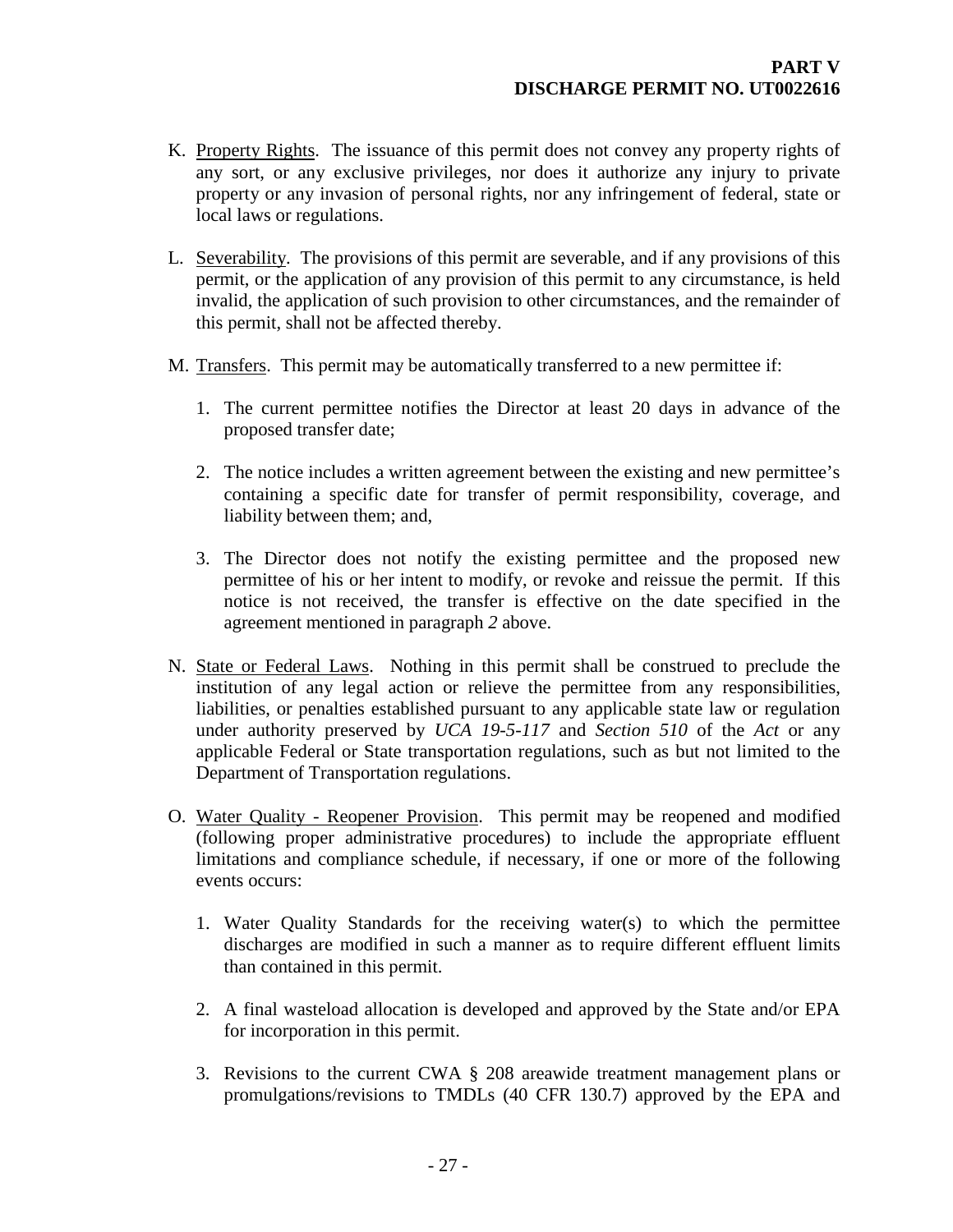K. Property Rights. The issuance of this permit does not convey any property rights of any sort, or any exclusive privileges, nor does it authorize any injury to private property or any invasion of personal rights, nor any infringement of federal, state or local laws or regulations.

L. Severability. The provisions of this permit are severable, and if any provisions of this permit, or the application of any provision of this permit to any circumstance, is held invalid, the application of such provision to other circumstances, and the remainder of this permit, shall not be affected thereby.

M. Transfers. This permit may be automatically transferred to a new permittee if:

1. The current permittee notifies the Director at least 20 days in advance of the proposed transfer date;

2. The notice includes a written agreement between the existing and new permittee's containing a specific date for transfer of permit responsibility, coverage, and liability between them; and,

3. The Director does not notify the existing permittee and the proposed new permittee of his or her intent to modify, or revoke and reissue the permit. If this notice is not received, the transfer is effective on the date specified in the agreement mentioned in paragraph *2* above.

N. State or Federal Laws. Nothing in this permit shall be construed to preclude the institution of any legal action or relieve the permittee from any responsibilities, liabilities, or penalties established pursuant to any applicable state law or regulation under authority preserved by *UCA 19-5-117* and *Section 510* of the *Act* or any applicable Federal or State transportation regulations, such as but not limited to the Department of Transportation regulations.

O. Water Quality - Reopener Provision. This permit may be reopened and modified (following proper administrative procedures) to include the appropriate effluent limitations and compliance schedule, if necessary, if one or more of the following events occurs:

1. Water Quality Standards for the receiving water(s) to which the permittee discharges are modified in such a manner as to require different effluent limits than contained in this permit.

2. A final wasteload allocation is developed and approved by the State and/or EPA for incorporation in this permit.

3. Revisions to the current CWA § 208 areawide treatment management plans or promulgations/revisions to TMDLs (40 CFR 130.7) approved by the EPA and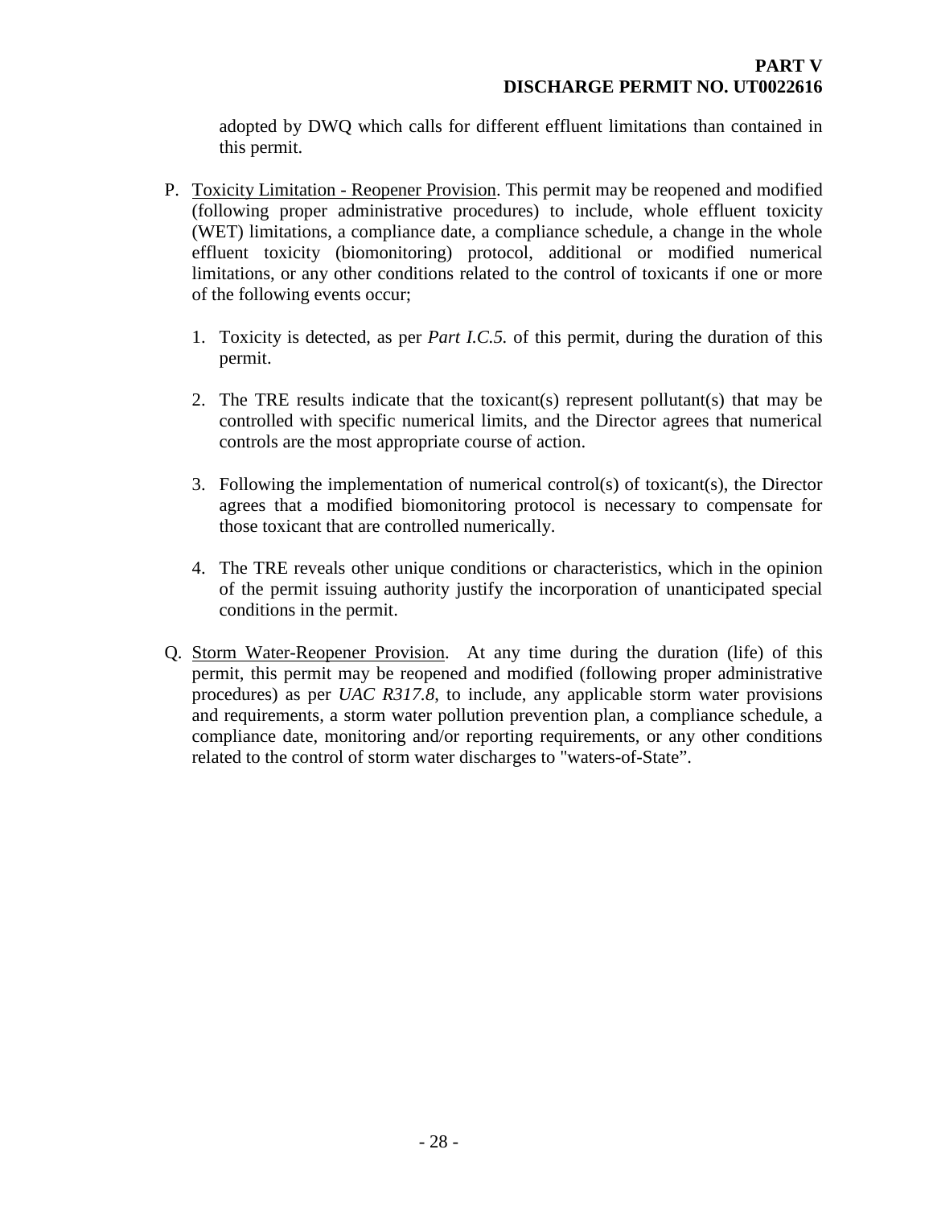adopted by DWQ which calls for different effluent limitations than contained in this permit.

P. Toxicity Limitation - Reopener Provision. This permit may be reopened and modified (following proper administrative procedures) to include, whole effluent toxicity (WET) limitations, a compliance date, a compliance schedule, a change in the whole effluent toxicity (biomonitoring) protocol, additional or modified numerical limitations, or any other conditions related to the control of toxicants if one or more of the following events occur;

   1. Toxicity is detected, as per *Part I.C.5.* of this permit, during the duration of this permit.

   2. The TRE results indicate that the toxicant(s) represent pollutant(s) that may be controlled with specific numerical limits, and the Director agrees that numerical controls are the most appropriate course of action.

   3. Following the implementation of numerical control(s) of toxicant(s), the Director agrees that a modified biomonitoring protocol is necessary to compensate for those toxicant that are controlled numerically.

   4. The TRE reveals other unique conditions or characteristics, which in the opinion of the permit issuing authority justify the incorporation of unanticipated special conditions in the permit.

Q. Storm Water-Reopener Provision. At any time during the duration (life) of this permit, this permit may be reopened and modified (following proper administrative procedures) as per *UAC R317.8*, to include, any applicable storm water provisions and requirements, a storm water pollution prevention plan, a compliance schedule, a compliance date, monitoring and/or reporting requirements, or any other conditions related to the control of storm water discharges to "waters-of-State".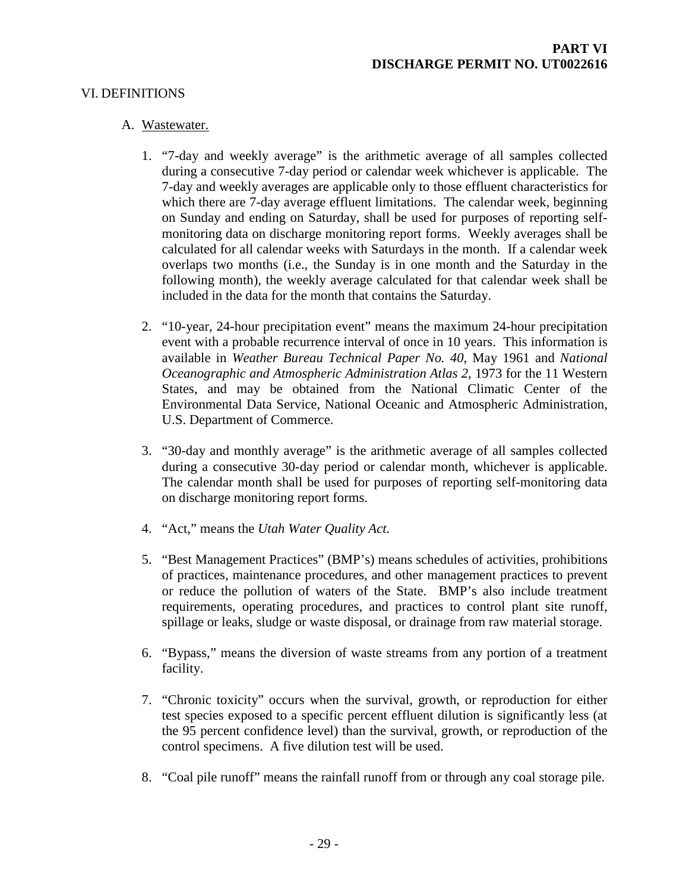## VI. DEFINITIONS

A. Wastewater.

1. "7-day and weekly average" is the arithmetic average of all samples collected during a consecutive 7-day period or calendar week whichever is applicable. The 7-day and weekly averages are applicable only to those effluent characteristics for which there are 7-day average effluent limitations. The calendar week, beginning on Sunday and ending on Saturday, shall be used for purposes of reporting self-monitoring data on discharge monitoring report forms. Weekly averages shall be calculated for all calendar weeks with Saturdays in the month. If a calendar week overlaps two months (i.e., the Sunday is in one month and the Saturday in the following month), the weekly average calculated for that calendar week shall be included in the data for the month that contains the Saturday.

2. "10-year, 24-hour precipitation event" means the maximum 24-hour precipitation event with a probable recurrence interval of once in 10 years. This information is available in *Weather Bureau Technical Paper No. 40,* May 1961 and *National Oceanographic and Atmospheric Administration Atlas 2,* 1973 for the 11 Western States, and may be obtained from the National Climatic Center of the Environmental Data Service, National Oceanic and Atmospheric Administration, U.S. Department of Commerce.

3. "30-day and monthly average" is the arithmetic average of all samples collected during a consecutive 30-day period or calendar month, whichever is applicable. The calendar month shall be used for purposes of reporting self-monitoring data on discharge monitoring report forms.

4. "Act," means the *Utah Water Quality Act*.

5. "Best Management Practices" (BMP's) means schedules of activities, prohibitions of practices, maintenance procedures, and other management practices to prevent or reduce the pollution of waters of the State. BMP's also include treatment requirements, operating procedures, and practices to control plant site runoff, spillage or leaks, sludge or waste disposal, or drainage from raw material storage.

6. "Bypass," means the diversion of waste streams from any portion of a treatment facility.

7. "Chronic toxicity" occurs when the survival, growth, or reproduction for either test species exposed to a specific percent effluent dilution is significantly less (at the 95 percent confidence level) than the survival, growth, or reproduction of the control specimens. A five dilution test will be used.

8. "Coal pile runoff" means the rainfall runoff from or through any coal storage pile.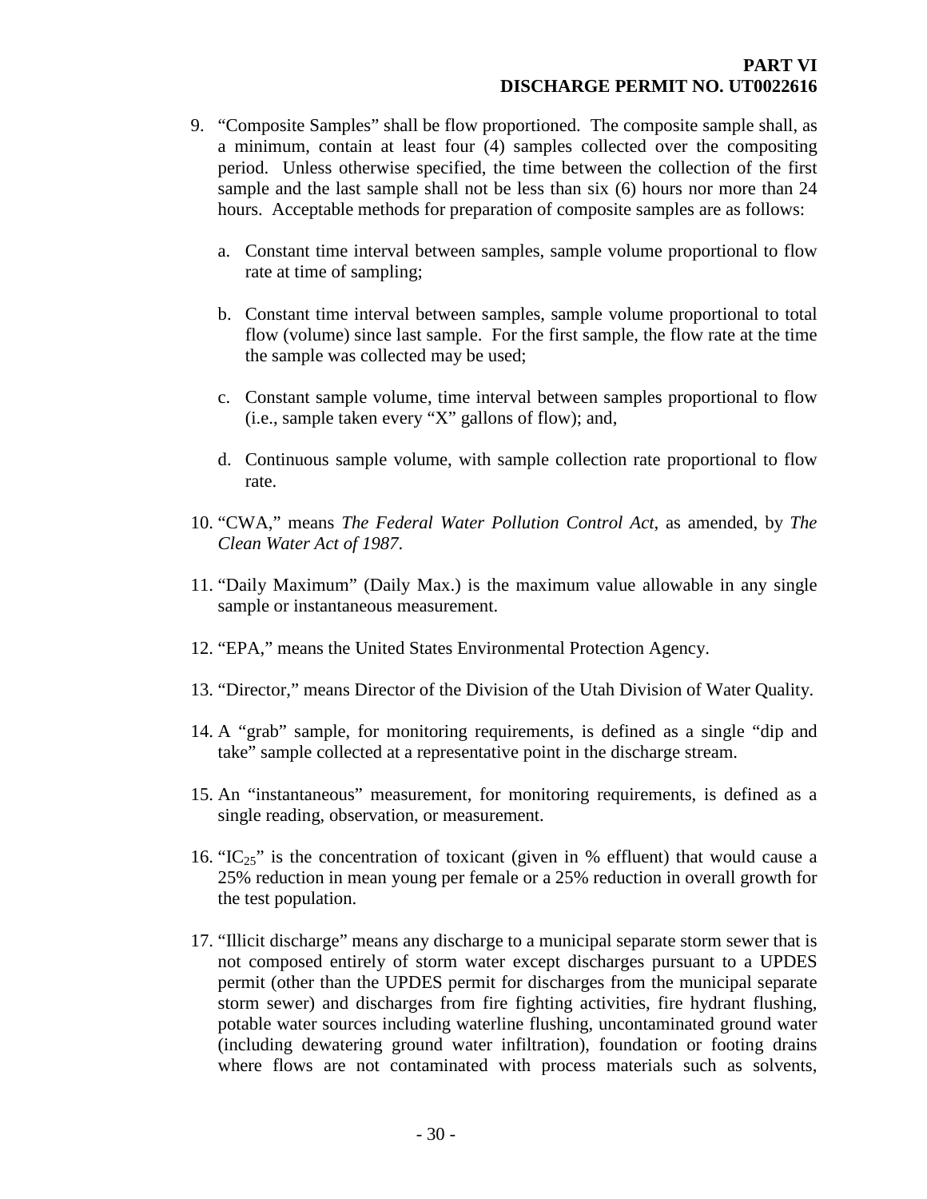9. "Composite Samples" shall be flow proportioned. The composite sample shall, as a minimum, contain at least four (4) samples collected over the compositing period. Unless otherwise specified, the time between the collection of the first sample and the last sample shall not be less than six (6) hours nor more than 24 hours. Acceptable methods for preparation of composite samples are as follows:

   a. Constant time interval between samples, sample volume proportional to flow rate at time of sampling;

   b. Constant time interval between samples, sample volume proportional to total flow (volume) since last sample. For the first sample, the flow rate at the time the sample was collected may be used;

   c. Constant sample volume, time interval between samples proportional to flow (i.e., sample taken every "X" gallons of flow); and,

   d. Continuous sample volume, with sample collection rate proportional to flow rate.

10. "CWA," means *The Federal Water Pollution Control Act*, as amended, by *The Clean Water Act of 1987*.

11. "Daily Maximum" (Daily Max.) is the maximum value allowable in any single sample or instantaneous measurement.

12. "EPA," means the United States Environmental Protection Agency.

13. "Director," means Director of the Division of the Utah Division of Water Quality.

14. A "grab" sample, for monitoring requirements, is defined as a single "dip and take" sample collected at a representative point in the discharge stream.

15. An "instantaneous" measurement, for monitoring requirements, is defined as a single reading, observation, or measurement.

16. "$IC_{25}$" is the concentration of toxicant (given in % effluent) that would cause a 25% reduction in mean young per female or a 25% reduction in overall growth for the test population.

17. "Illicit discharge" means any discharge to a municipal separate storm sewer that is not composed entirely of storm water except discharges pursuant to a UPDES permit (other than the UPDES permit for discharges from the municipal separate storm sewer) and discharges from fire fighting activities, fire hydrant flushing, potable water sources including waterline flushing, uncontaminated ground water (including dewatering ground water infiltration), foundation or footing drains where flows are not contaminated with process materials such as solvents,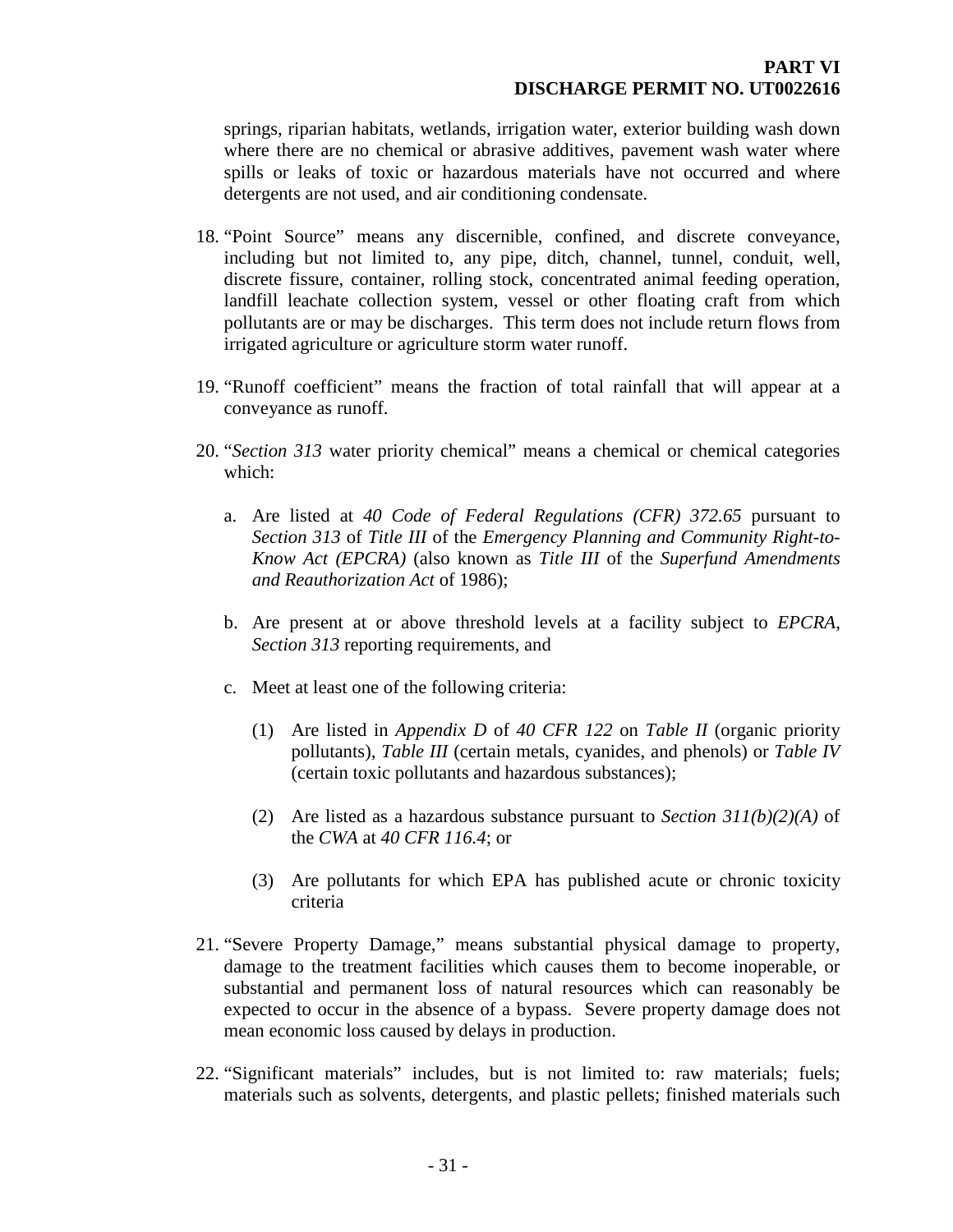springs, riparian habitats, wetlands, irrigation water, exterior building wash down where there are no chemical or abrasive additives, pavement wash water where spills or leaks of toxic or hazardous materials have not occurred and where detergents are not used, and air conditioning condensate.

18. "Point Source" means any discernible, confined, and discrete conveyance, including but not limited to, any pipe, ditch, channel, tunnel, conduit, well, discrete fissure, container, rolling stock, concentrated animal feeding operation, landfill leachate collection system, vessel or other floating craft from which pollutants are or may be discharges. This term does not include return flows from irrigated agriculture or agriculture storm water runoff.

19. "Runoff coefficient" means the fraction of total rainfall that will appear at a conveyance as runoff.

20. "*Section 313* water priority chemical" means a chemical or chemical categories which:

    a. Are listed at *40 Code of Federal Regulations (CFR) 372.65* pursuant to *Section 313* of *Title III* of the *Emergency Planning and Community Right-to-Know Act (EPCRA)* (also known as *Title III* of the *Superfund Amendments and Reauthorization Act* of 1986);

    b. Are present at or above threshold levels at a facility subject to *EPCRA, Section 313* reporting requirements, and

    c. Meet at least one of the following criteria:

       (1) Are listed in *Appendix D* of *40 CFR 122* on *Table II* (organic priority pollutants), *Table III* (certain metals, cyanides, and phenols) or *Table IV* (certain toxic pollutants and hazardous substances);

       (2) Are listed as a hazardous substance pursuant to *Section 311(b)(2)(A)* of the *CWA* at *40 CFR 116.4*; or

       (3) Are pollutants for which EPA has published acute or chronic toxicity criteria

21. "Severe Property Damage," means substantial physical damage to property, damage to the treatment facilities which causes them to become inoperable, or substantial and permanent loss of natural resources which can reasonably be expected to occur in the absence of a bypass. Severe property damage does not mean economic loss caused by delays in production.

22. "Significant materials" includes, but is not limited to: raw materials; fuels; materials such as solvents, detergents, and plastic pellets; finished materials such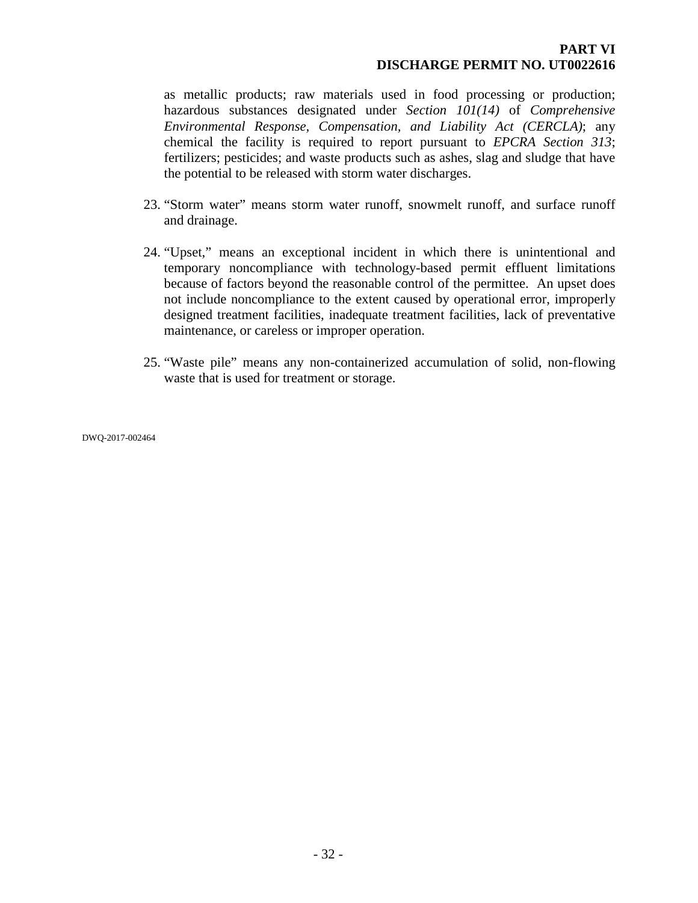as metallic products; raw materials used in food processing or production; hazardous substances designated under *Section 101(14)* of *Comprehensive Environmental Response, Compensation, and Liability Act (CERCLA)*; any chemical the facility is required to report pursuant to *EPCRA Section 313*; fertilizers; pesticides; and waste products such as ashes, slag and sludge that have the potential to be released with storm water discharges.

23. "Storm water" means storm water runoff, snowmelt runoff, and surface runoff and drainage.

24. "Upset," means an exceptional incident in which there is unintentional and temporary noncompliance with technology-based permit effluent limitations because of factors beyond the reasonable control of the permittee. An upset does not include noncompliance to the extent caused by operational error, improperly designed treatment facilities, inadequate treatment facilities, lack of preventative maintenance, or careless or improper operation.

25. "Waste pile" means any non-containerized accumulation of solid, non-flowing waste that is used for treatment or storage.

DWQ-2017-002464